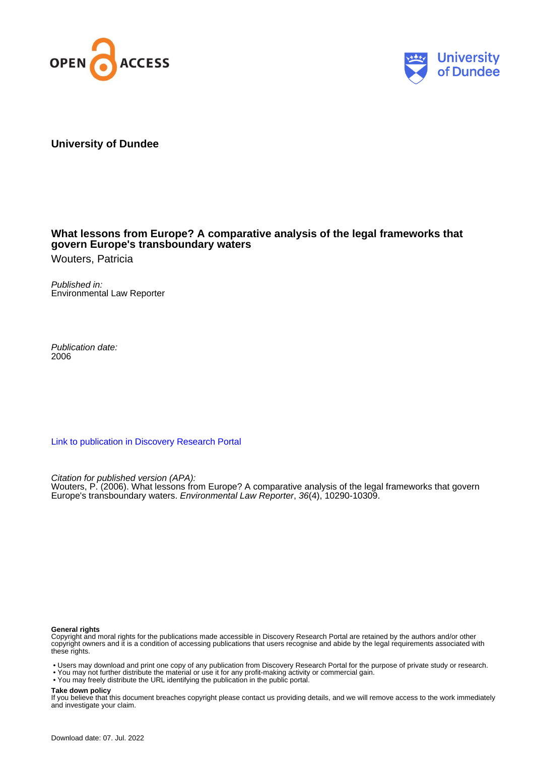University of Dundee

# What lessons from Europe? A comparative analysis of the legal frameworks that govern Europe's transboundary waters

Wouters, Patricia

*Published in:*
Environmental Law Reporter

*Publication date:*
2006

[Link to publication in Discovery Research Portal](#)

*Citation for published version (APA):*
Wouters, P. (2006). What lessons from Europe? A comparative analysis of the legal frameworks that govern Europe's transboundary waters. *Environmental Law Reporter*, *36*(4), 10290-10309.

**General rights**
Copyright and moral rights for the publications made accessible in Discovery Research Portal are retained by the authors and/or other copyright owners and it is a condition of accessing publications that users recognise and abide by the legal requirements associated with these rights.

- Users may download and print one copy of any publication from Discovery Research Portal for the purpose of private study or research.
- You may not further distribute the material or use it for any profit-making activity or commercial gain.
- You may freely distribute the URL identifying the publication in the public portal.

**Take down policy**
If you believe that this document breaches copyright please contact us providing details, and we will remove access to the work immediately and investigate your claim.

Download date: 07. Jul. 2022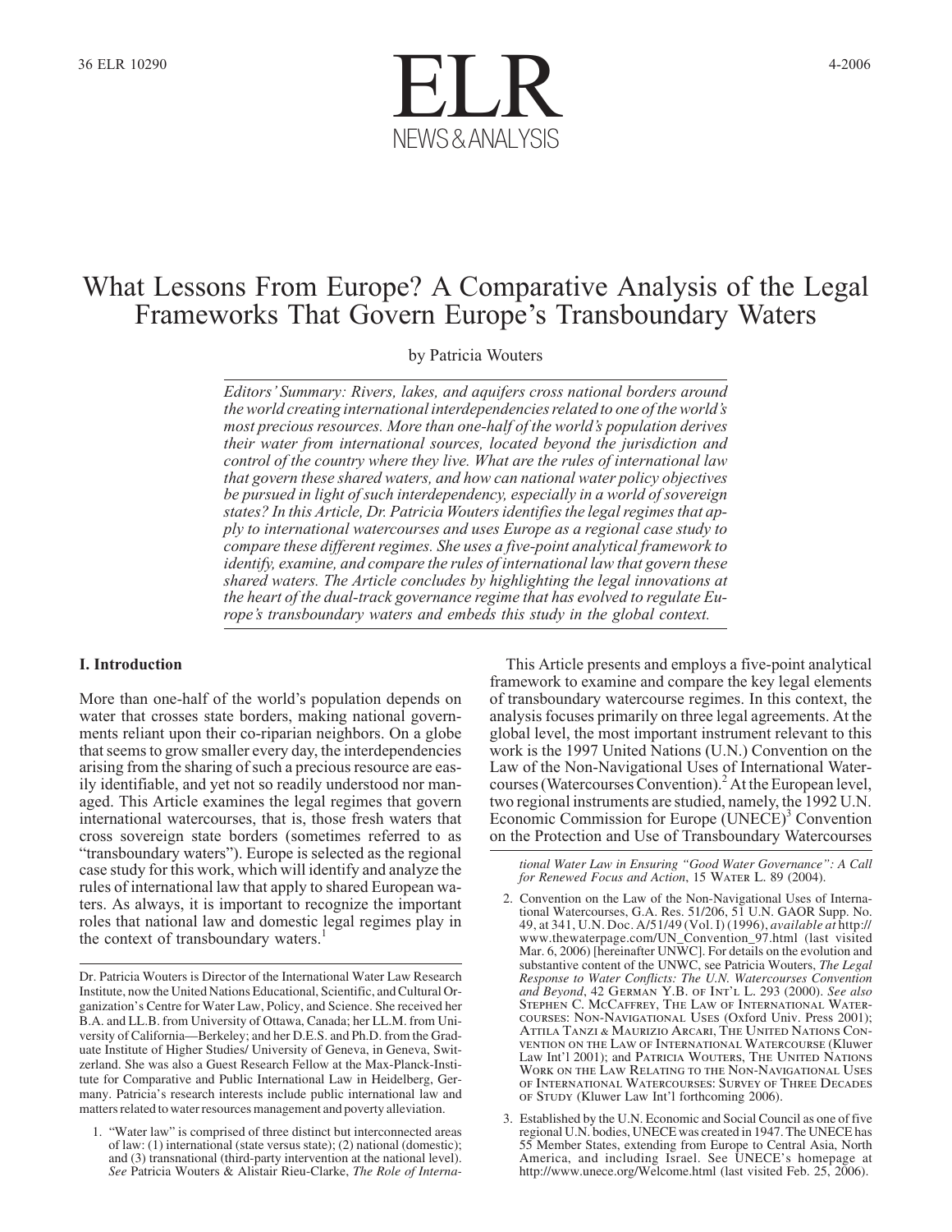# What Lessons From Europe? A Comparative Analysis of the Legal Frameworks That Govern Europe's Transboundary Waters

by Patricia Wouters

*Editors' Summary: Rivers, lakes, and aquifers cross national borders around the world creating international interdependencies related to one of the world's most precious resources. More than one-half of the world's population derives their water from international sources, located beyond the jurisdiction and control of the country where they live. What are the rules of international law that govern these shared waters, and how can national water policy objectives be pursued in light of such interdependency, especially in a world of sovereign states? In this Article, Dr. Patricia Wouters identifies the legal regimes that apply to international watercourses and uses Europe as a regional case study to compare these different regimes. She uses a five-point analytical framework to identify, examine, and compare the rules of international law that govern these shared waters. The Article concludes by highlighting the legal innovations at the heart of the dual-track governance regime that has evolved to regulate Europe's transboundary waters and embeds this study in the global context.*

## I. Introduction

More than one-half of the world's population depends on water that crosses state borders, making national governments reliant upon their co-riparian neighbors. On a globe that seems to grow smaller every day, the interdependencies arising from the sharing of such a precious resource are easily identifiable, and yet not so readily understood nor managed. This Article examines the legal regimes that govern international watercourses, that is, those fresh waters that cross sovereign state borders (sometimes referred to as "transboundary waters"). Europe is selected as the regional case study for this work, which will identify and analyze the rules of international law that apply to shared European waters. As always, it is important to recognize the important roles that national law and domestic legal regimes play in the context of transboundary waters.[1]

This Article presents and employs a five-point analytical framework to examine and compare the key legal elements of transboundary watercourse regimes. In this context, the analysis focuses primarily on three legal agreements. At the global level, the most important instrument relevant to this work is the 1997 United Nations (U.N.) Convention on the Law of the Non-Navigational Uses of International Watercourses (Watercourses Convention).[2] At the European level, two regional instruments are studied, namely, the 1992 U.N. Economic Commission for Europe (UNECE)[3] Convention on the Protection and Use of Transboundary Watercourses

---

Dr. Patricia Wouters is Director of the International Water Law Research Institute, now the United Nations Educational, Scientific, and Cultural Organization's Centre for Water Law, Policy, and Science. She received her B.A. and LL.B. from University of Ottawa, Canada; her LL.M. from University of California—Berkeley; and her D.E.S. and Ph.D. from the Graduate Institute of Higher Studies/ University of Geneva, in Geneva, Switzerland. She was also a Guest Research Fellow at the Max-Planck-Institute for Comparative and Public International Law in Heidelberg, Germany. Patricia's research interests include public international law and matters related to water resources management and poverty alleviation.

1. "Water law" is comprised of three distinct but interconnected areas of law: (1) international (state versus state); (2) national (domestic); and (3) transnational (third-party intervention at the national level). *See* Patricia Wouters & Alistair Rieu-Clarke, *The Role of International Water Law in Ensuring "Good Water Governance": A Call for Renewed Focus and Action*, 15 Water L. 89 (2004).

2. Convention on the Law of the Non-Navigational Uses of International Watercourses, G.A. Res. 51/206, 51 U.N. GAOR Supp. No. 49, at 341, U.N. Doc. A/51/49 (Vol. I) (1996), *available at* http://www.thewaterpage.com/UN_Convention_97.html (last visited Mar. 6, 2006) [hereinafter UNWC]. For details on the evolution and substantive content of the UNWC, see Patricia Wouters, *The Legal Response to Water Conflicts: The U.N. Watercourses Convention and Beyond*, 42 German Y.B. of Int'l L. 293 (2000). *See also* Stephen C. McCaffrey, The Law of International Watercourses: Non-Navigational Uses (Oxford Univ. Press 2001); Attila Tanzi & Maurizio Arcari, The United Nations Convention on the Law of International Watercourse (Kluwer Law Int'l 2001); and Patricia Wouters, The United Nations Work on the Law Relating to the Non-Navigational Uses of International Watercourses: Survey of Three Decades of Study (Kluwer Law Int'l forthcoming 2006).

3. Established by the U.N. Economic and Social Council as one of five regional U.N. bodies, UNECE was created in 1947. The UNECE has 55 Member States, extending from Europe to Central Asia, North America, and including Israel. See UNECE's homepage at http://www.unece.org/Welcome.html (last visited Feb. 25, 2006).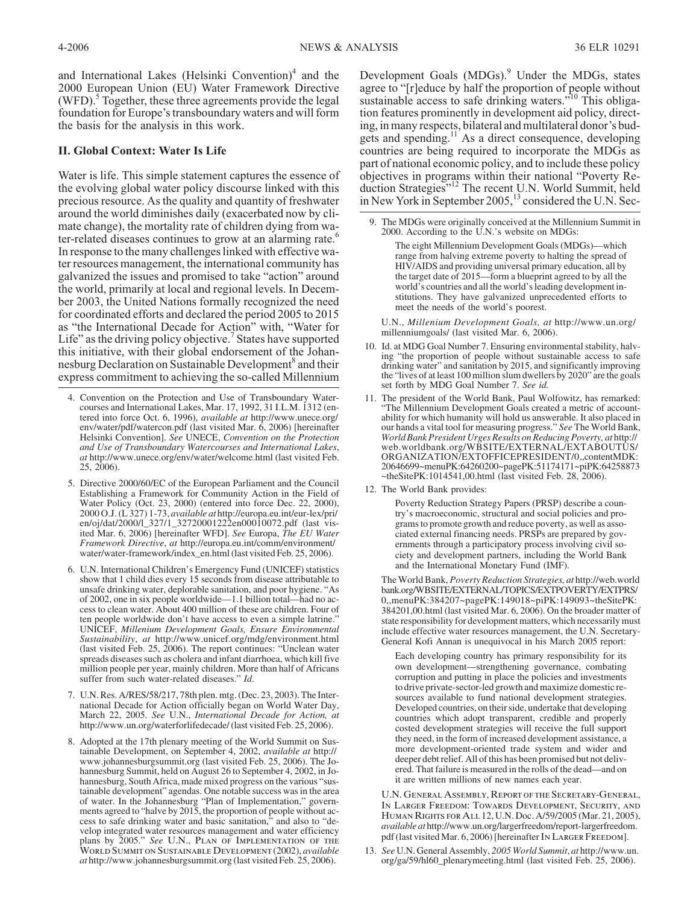and International Lakes (Helsinki Convention)[4] and the 2000 European Union (EU) Water Framework Directive (WFD).[5] Together, these three agreements provide the legal foundation for Europe's transboundary waters and will form the basis for the analysis in this work.

## II. Global Context: Water Is Life

Water is life. This simple statement captures the essence of the evolving global water policy discourse linked with this precious resource. As the quality and quantity of freshwater around the world diminishes daily (exacerbated now by climate change), the mortality rate of children dying from water-related diseases continues to grow at an alarming rate.[6] In response to the many challenges linked with effective water resources management, the international community has galvanized the issues and promised to take "action" around the world, primarily at local and regional levels. In December 2003, the United Nations formally recognized the need for coordinated efforts and declared the period 2005 to 2015 as "the International Decade for Action" with, "Water for Life" as the driving policy objective.[7] States have supported this initiative, with their global endorsement of the Johannesburg Declaration on Sustainable Development[8] and their express commitment to achieving the so-called Millennium Development Goals (MDGs).[9] Under the MDGs, states agree to "[r]educe by half the proportion of people without sustainable access to safe drinking waters."[10] This obligation features prominently in development aid policy, directing, in many respects, bilateral and multilateral donor's budgets and spending.[11] As a direct consequence, developing countries are being required to incorporate the MDGs as part of national economic policy, and to include these policy objectives in programs within their national "Poverty Reduction Strategies"[12] The recent U.N. World Summit, held in New York in September 2005,[13] considered the U.N. Sec-

---

4. Convention on the Protection and Use of Transboundary Watercourses and International Lakes, Mar. 17, 1992, 31 I.L.M. 1312 (entered into force Oct. 6, 1996), *available at* http://www.unece.org/env/water/pdf/watercon.pdf (last visited Mar. 6, 2006) [hereinafter Helsinki Convention]. *See* UNECE, *Convention on the Protection and Use of Transboundary Watercourses and International Lakes*, *at* http://www.unece.org/env/water/welcome.html (last visited Feb. 25, 2006).

5. Directive 2000/60/EC of the European Parliament and the Council Establishing a Framework for Community Action in the Field of Water Policy (Oct. 23, 2000) (entered into force Dec. 22, 2000), 2000 O.J. (L 327) 1-73, *available at* http://europa.eu.int/eur-lex/pri/en/oj/dat/2000/l_327/l_32720001222en00010072.pdf (last visited Mar. 6, 2006) [hereinafter WFD]. *See* Europa, *The EU Water Framework Directive*, *at* http://europa.eu.int/comm/environment/water/water-framework/index_en.html (last visited Feb. 25, 2006).

6. U.N. International Children's Emergency Fund (UNICEF) statistics show that 1 child dies every 15 seconds from disease attributable to unsafe drinking water, deplorable sanitation, and poor hygiene. "As of 2002, one in six people worldwide—1.1 billion total—had no access to clean water. About 400 million of these are children. Four of ten people worldwide don't have access to even a simple latrine." UNICEF, *Millenium Development Goals, Ensure Environmental Sustainability*, *at* http://www.unicef.org/mdg/environment.html (last visited Feb. 25, 2006). The report continues: "Unclean water spreads diseases such as cholera and infant diarrhoea, which kill five million people per year, mainly children. More than half of Africans suffer from such water-related diseases." *Id*.

7. U.N. Res. A/RES/58/217, 78th plen. mtg. (Dec. 23, 2003). The International Decade for Action officially began on World Water Day, March 22, 2005. *See* U.N., *International Decade for Action, at* http://www.un.org/waterforlifedecade/ (last visited Feb. 25, 2006).

8. Adopted at the 17th plenary meeting of the World Summit on Sustainable Development, on September 4, 2002, *available at* http://www.johannesburgsummit.org (last visited Feb. 25, 2006). The Johannesburg Summit, held on August 26 to September 4, 2002, in Johannesburg, South Africa, made mixed progress on the various "sustainable development" agendas. One notable success was in the area of water. In the Johannesburg "Plan of Implementation," governments agreed to "halve by 2015, the proportion of people without access to safe drinking water and basic sanitation," and also to "develop integrated water resources management and water efficiency plans by 2005." *See* U.N., Plan of Implementation of the World Summit on Sustainable Development (2002), *available at* http://www.johannesburgsummit.org (last visited Feb. 25, 2006).

9. The MDGs were originally conceived at the Millennium Summit in 2000. According to the U.N.'s website on MDGs:

> The eight Millennium Development Goals (MDGs)—which range from halving extreme poverty to halting the spread of HIV/AIDS and providing universal primary education, all by the target date of 2015—form a blueprint agreed to by all the world's countries and all the world's leading development institutions. They have galvanized unprecedented efforts to meet the needs of the world's poorest.

U.N., *Millenium Development Goals, at* http://www.un.org/millenniumgoals/ (last visited Mar. 6, 2006).

10. Id. at MDG Goal Number 7. Ensuring environmental stability, halving "the proportion of people without sustainable access to safe drinking water" and sanitation by 2015, and significantly improving the "lives of at least 100 million slum dwellers by 2020" are the goals set forth by MDG Goal Number 7. *See id.*

11. The president of the World Bank, Paul Wolfowitz, has remarked: "The Millennium Development Goals created a metric of accountability for which humanity will hold us answerable. It also placed in our hands a vital tool for measuring progress." *See* The World Bank, *World Bank President Urges Results on Reducing Poverty, at* http://web.worldbank.org/WBSITE/EXTERNAL/EXTABOUTUS/ORGANIZATION/EXTOFFICEPRESIDENT/0,,contentMDK:20646699~menuPK:64260200~pagePK:51174171~piPK:64258873~theSitePK:1014541,00.html (last visited Feb. 28, 2006).

12. The World Bank provides:

> Poverty Reduction Strategy Papers (PRSP) describe a country's macroeconomic, structural and social policies and programs to promote growth and reduce poverty, as well as associated external financing needs. PRSPs are prepared by governments through a participatory process involving civil society and development partners, including the World Bank and the International Monetary Fund (IMF).

The World Bank, *Poverty Reduction Strategies, at* http://web.worldbank.org/WBSITE/EXTERNAL/TOPICS/EXTPOVERTY/EXTPRS/0,,menuPK:384207~pagePK:149018~piPK:149093~theSitePK:384201,00.html (last visited Mar. 6, 2006). On the broader matter of state responsibility for development matters, which necessarily must include effective water resources management, the U.N. Secretary-General Kofi Annan is unequivocal in his March 2005 report:

> Each developing country has primary responsibility for its own development—strengthening governance, combating corruption and putting in place the policies and investments to drive private-sector-led growth and maximize domestic resources available to fund national development strategies. Developed countries, on their side, undertake that developing countries which adopt transparent, credible and properly costed development strategies will receive the full support they need, in the form of increased development assistance, a more development-oriented trade system and wider and deeper debt relief. All of this has been promised but not delivered. That failure is measured in the rolls of the dead—and on it are written millions of new names each year.

U.N. General Assembly, Report of the Secretary-General, In Larger Freedom: Towards Development, Security, and Human Rights for All 12, U.N. Doc. A/59/2005 (Mar. 21, 2005), *available at* http://www.un.org/largerfreedom/report-largerfreedom.pdf (last visited Mar. 6, 2006) [hereinafter In Larger Freedom].

13. *See* U.N. General Assembly, *2005 World Summit*, *at* http://www.un.org/ga/59/hl60_plenarymeeting.html (last visited Feb. 25, 2006).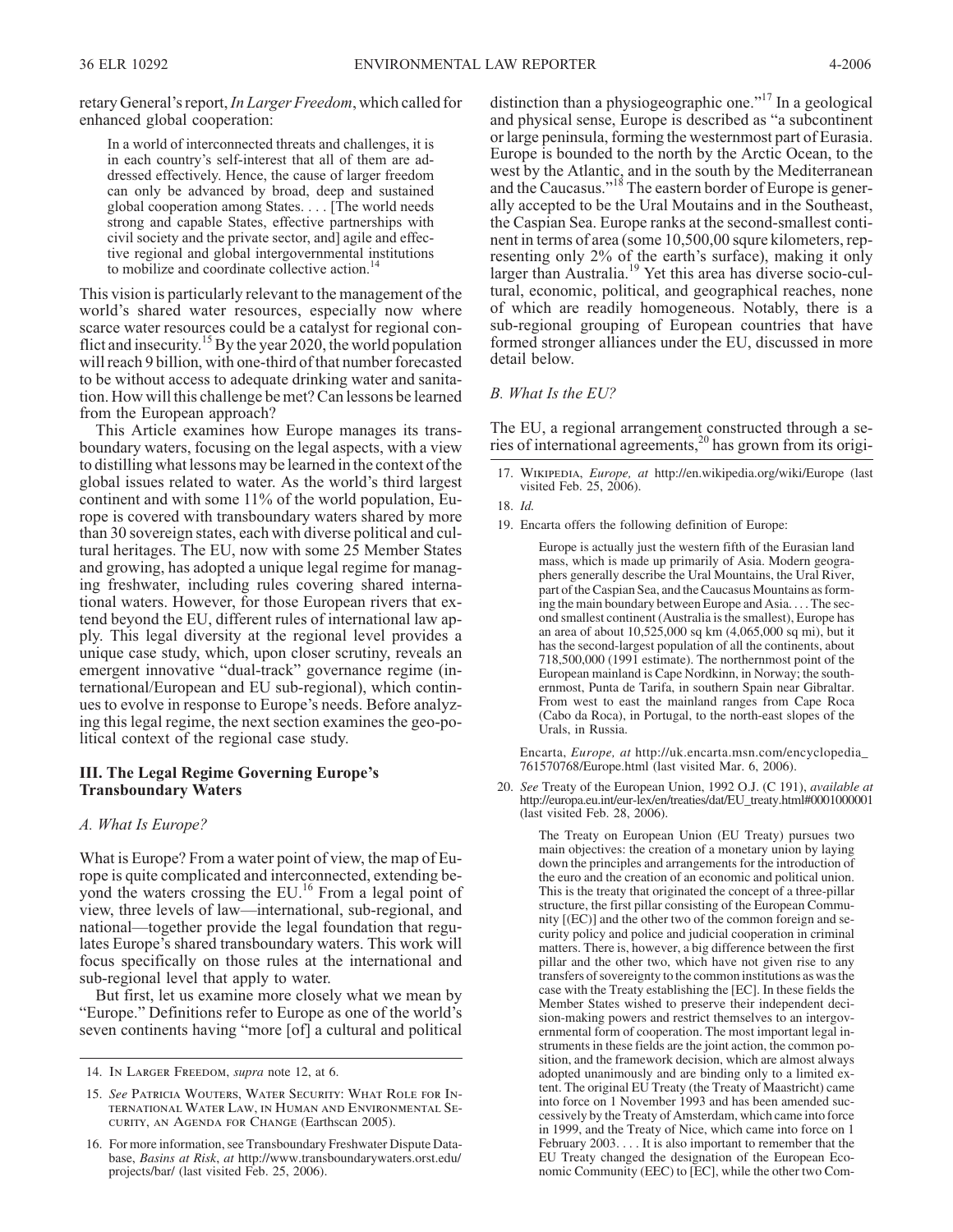retary General's report, *In Larger Freedom*, which called for enhanced global cooperation:

> In a world of interconnected threats and challenges, it is in each country's self-interest that all of them are addressed effectively. Hence, the cause of larger freedom can only be advanced by broad, deep and sustained global cooperation among States. . . . [The world needs strong and capable States, effective partnerships with civil society and the private sector, and] agile and effective regional and global intergovernmental institutions to mobilize and coordinate collective action.[14]

This vision is particularly relevant to the management of the world's shared water resources, especially now where scarce water resources could be a catalyst for regional conflict and insecurity.[15] By the year 2020, the world population will reach 9 billion, with one-third of that number forecasted to be without access to adequate drinking water and sanitation. How will this challenge be met? Can lessons be learned from the European approach?

This Article examines how Europe manages its transboundary waters, focusing on the legal aspects, with a view to distilling what lessons may be learned in the context of the global issues related to water. As the world's third largest continent and with some 11% of the world population, Europe is covered with transboundary waters shared by more than 30 sovereign states, each with diverse political and cultural heritages. The EU, now with some 25 Member States and growing, has adopted a unique legal regime for managing freshwater, including rules covering shared international waters. However, for those European rivers that extend beyond the EU, different rules of international law apply. This legal diversity at the regional level provides a unique case study, which, upon closer scrutiny, reveals an emergent innovative "dual-track" governance regime (international/European and EU sub-regional), which continues to evolve in response to Europe's needs. Before analyzing this legal regime, the next section examines the geo-political context of the regional case study.

## III. The Legal Regime Governing Europe's Transboundary Waters

### *A. What Is Europe?*

What is Europe? From a water point of view, the map of Europe is quite complicated and interconnected, extending beyond the waters crossing the EU.[16] From a legal point of view, three levels of law—international, sub-regional, and national—together provide the legal foundation that regulates Europe's shared transboundary waters. This work will focus specifically on those rules at the international and sub-regional level that apply to water.

But first, let us examine more closely what we mean by "Europe." Definitions refer to Europe as one of the world's seven continents having "more [of] a cultural and political distinction than a physiogeographic one."[17] In a geological and physical sense, Europe is described as "a subcontinent or large peninsula, forming the westernmost part of Eurasia. Europe is bounded to the north by the Arctic Ocean, to the west by the Atlantic, and in the south by the Mediterranean and the Caucasus."[18] The eastern border of Europe is generally accepted to be the Ural Moutains and in the Southeast, the Caspian Sea. Europe ranks at the second-smallest continent in terms of area (some 10,500,00 squre kilometers, representing only 2% of the earth's surface), making it only larger than Australia.[19] Yet this area has diverse socio-cultural, economic, political, and geographical reaches, none of which are readily homogeneous. Notably, there is a sub-regional grouping of European countries that have formed stronger alliances under the EU, discussed in more detail below.

### *B. What Is the EU?*

The EU, a regional arrangement constructed through a series of international agreements,[20] has grown from its origi-

---

14. In Larger Freedom, *supra* note 12, at 6.

15. *See* Patricia Wouters, Water Security: What Role for International Water Law, in Human and Environmental Security, an Agenda for Change (Earthscan 2005).

16. For more information, see Transboundary Freshwater Dispute Database, *Basins at Risk*, *at* http://www.transboundarywaters.orst.edu/projects/bar/ (last visited Feb. 25, 2006).

17. Wikipedia, *Europe, at* http://en.wikipedia.org/wiki/Europe (last visited Feb. 25, 2006).

18. *Id.*

19. Encarta offers the following definition of Europe:

> Europe is actually just the western fifth of the Eurasian land mass, which is made up primarily of Asia. Modern geographers generally describe the Ural Mountains, the Ural River, part of the Caspian Sea, and the Caucasus Mountains as forming the main boundary between Europe and Asia. . . . The second smallest continent (Australia is the smallest), Europe has an area of about 10,525,000 sq km (4,065,000 sq mi), but it has the second-largest population of all the continents, about 718,500,000 (1991 estimate). The northernmost point of the European mainland is Cape Nordkinn, in Norway; the southernmost, Punta de Tarifa, in southern Spain near Gibraltar. From west to east the mainland ranges from Cape Roca (Cabo da Roca), in Portugal, to the north-east slopes of the Urals, in Russia.

Encarta, *Europe, at* http://uk.encarta.msn.com/encyclopedia_761570768/Europe.html (last visited Mar. 6, 2006).

20. *See* Treaty of the European Union, 1992 O.J. (C 191), *available at* http://europa.eu.int/eur-lex/en/treaties/dat/EU_treaty.html#0001000001 (last visited Feb. 28, 2006).

> The Treaty on European Union (EU Treaty) pursues two main objectives: the creation of a monetary union by laying down the principles and arrangements for the introduction of the euro and the creation of an economic and political union. This is the treaty that originated the concept of a three-pillar structure, the first pillar consisting of the European Community [(EC)] and the other two of the common foreign and security policy and police and judicial cooperation in criminal matters. There is, however, a big difference between the first pillar and the other two, which have not given rise to any transfers of sovereignty to the common institutions as was the case with the Treaty establishing the [EC]. In these fields the Member States wished to preserve their independent decision-making powers and restrict themselves to an intergovernmental form of cooperation. The most important legal instruments in these fields are the joint action, the common position, and the framework decision, which are almost always adopted unanimously and are binding only to a limited extent. The original EU Treaty (the Treaty of Maastricht) came into force on 1 November 1993 and has been amended successively by the Treaty of Amsterdam, which came into force in 1999, and the Treaty of Nice, which came into force on 1 February 2003. . . . It is also important to remember that the EU Treaty changed the designation of the European Economic Community (EEC) to [EC], while the other two Com-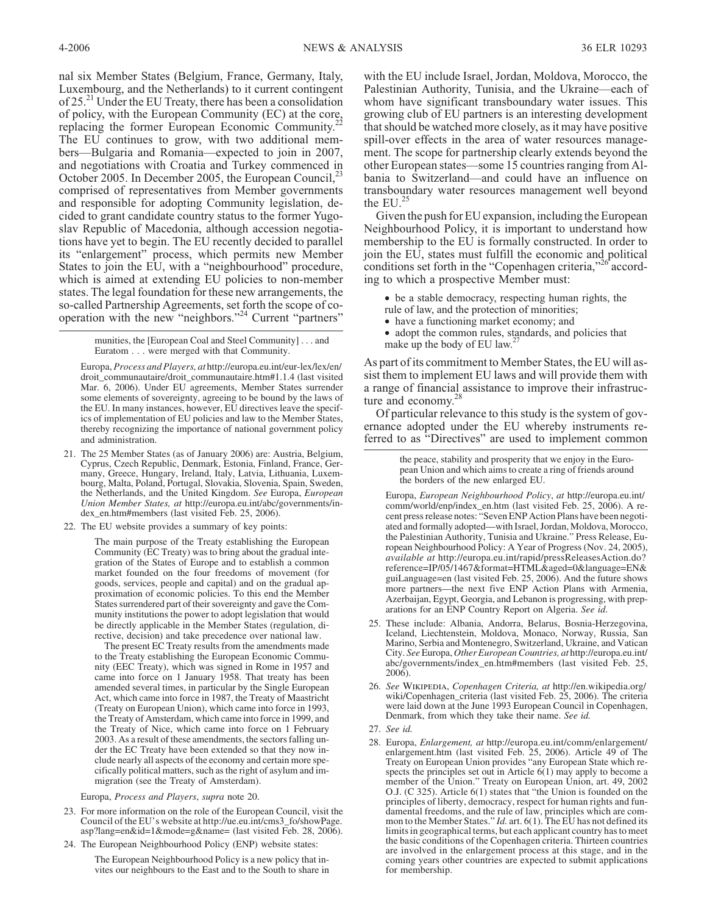nal six Member States (Belgium, France, Germany, Italy, Luxembourg, and the Netherlands) to it current contingent of 25.[21] Under the EU Treaty, there has been a consolidation of policy, with the European Community (EC) at the core, replacing the former European Economic Community.[22] The EU continues to grow, with two additional members—Bulgaria and Romania—expected to join in 2007, and negotiations with Croatia and Turkey commenced in October 2005. In December 2005, the European Council,[23] comprised of representatives from Member governments and responsible for adopting Community legislation, decided to grant candidate country status to the former Yugoslav Republic of Macedonia, although accession negotiations have yet to begin. The EU recently decided to parallel its "enlargement" process, which permits new Member States to join the EU, with a "neighbourhood" procedure, which is aimed at extending EU policies to non-member states. The legal foundation for these new arrangements, the so-called Partnership Agreements, set forth the scope of cooperation with the new "neighbors."[24] Current "partners" with the EU include Israel, Jordan, Moldova, Morocco, the Palestinian Authority, Tunisia, and the Ukraine—each of whom have significant transboundary water issues. This growing club of EU partners is an interesting development that should be watched more closely, as it may have positive spill-over effects in the area of water resources management. The scope for partnership clearly extends beyond the other European states—some 15 countries ranging from Albania to Switzerland—and could have an influence on transboundary water resources management well beyond the EU.[25]

Given the push for EU expansion, including the European Neighbourhood Policy, it is important to understand how membership to the EU is formally constructed. In order to join the EU, states must fulfill the economic and political conditions set forth in the "Copenhagen criteria,"[26] according to which a prospective Member must:

- be a stable democracy, respecting human rights, the rule of law, and the protection of minorities;
- have a functioning market economy; and
- adopt the common rules, standards, and policies that make up the body of EU law.[27]

As part of its commitment to Member States, the EU will assist them to implement EU laws and will provide them with a range of financial assistance to improve their infrastructure and economy.[28]

Of particular relevance to this study is the system of governance adopted under the EU whereby instruments referred to as "Directives" are used to implement common

---

> munities, the [European Coal and Steel Community] . . . and Euratom . . . were merged with that Community.

Europa, *Process and Players, at* http://europa.eu.int/eur-lex/lex/en/droit_communautaire/droit_communautaire.htm#1.1.4 (last visited Mar. 6, 2006). Under EU agreements, Member States surrender some elements of sovereignty, agreeing to be bound by the laws of the EU. In many instances, however, EU directives leave the specifics of implementation of EU policies and law to the Member States, thereby recognizing the importance of national government policy and administration.

21. The 25 Member States (as of January 2006) are: Austria, Belgium, Cyprus, Czech Republic, Denmark, Estonia, Finland, France, Germany, Greece, Hungary, Ireland, Italy, Latvia, Lithuania, Luxembourg, Malta, Poland, Portugal, Slovakia, Slovenia, Spain, Sweden, the Netherlands, and the United Kingdom. *See* Europa, *European Union Member States, at* http://europa.eu.int/abc/governments/index_en.htm#members (last visited Feb. 25, 2006).

22. The EU website provides a summary of key points:

> The main purpose of the Treaty establishing the European Community (EC Treaty) was to bring about the gradual integration of the States of Europe and to establish a common market founded on the four freedoms of movement (for goods, services, people and capital) and on the gradual approximation of economic policies. To this end the Member States surrendered part of their sovereignty and gave the Community institutions the power to adopt legislation that would be directly applicable in the Member States (regulation, directive, decision) and take precedence over national law.
>
> The present EC Treaty results from the amendments made to the Treaty establishing the European Economic Community (EEC Treaty), which was signed in Rome in 1957 and came into force on 1 January 1958. That treaty has been amended several times, in particular by the Single European Act, which came into force in 1987, the Treaty of Maastricht (Treaty on European Union), which came into force in 1993, the Treaty of Amsterdam, which came into force in 1999, and the Treaty of Nice, which came into force on 1 February 2003. As a result of these amendments, the sectors falling under the EC Treaty have been extended so that they now include nearly all aspects of the economy and certain more specifically political matters, such as the right of asylum and immigration (see the Treaty of Amsterdam).

Europa, *Process and Players*, *supra* note 20.

23. For more information on the role of the European Council, visit the Council of the EU's website at http://ue.eu.int/cms3_fo/showPage.asp?lang=en&id=1&mode=g&name= (last visited Feb. 28, 2006).

24. The European Neighbourhood Policy (ENP) website states:

> The European Neighbourhood Policy is a new policy that invites our neighbours to the East and to the South to share in the peace, stability and prosperity that we enjoy in the European Union and which aims to create a ring of friends around the borders of the new enlarged EU.

Europa, *European Neighbourhood Policy*, *at* http://europa.eu.int/comm/world/enp/index_en.htm (last visited Feb. 25, 2006). A recent press release notes: "Seven ENP Action Plans have been negotiated and formally adopted—with Israel, Jordan, Moldova, Morocco, the Palestinian Authority, Tunisia and Ukraine." Press Release, European Neighbourhood Policy: A Year of Progress (Nov. 24, 2005), *available at* http://europa.eu.int/rapid/pressReleasesAction.do?reference=IP/05/1467&format=HTML&aged=0&language=EN&guiLanguage=en (last visited Feb. 25, 2006). And the future shows more partners—the next five ENP Action Plans with Armenia, Azerbaijan, Egypt, Georgia, and Lebanon is progressing, with preparations for an ENP Country Report on Algeria. *See id*.

25. These include: Albania, Andorra, Belarus, Bosnia-Herzegovina, Iceland, Liechtenstein, Moldova, Monaco, Norway, Russia, San Marino, Serbia and Montenegro, Switzerland, Ukraine, and Vatican City. *See* Europa, *Other European Countries, at* http://europa.eu.int/abc/governments/index_en.htm#members (last visited Feb. 25, 2006).

26. *See* Wikipedia, *Copenhagen Criteria, at* http://en.wikipedia.org/wiki/Copenhagen_criteria (last visited Feb. 25, 2006). The criteria were laid down at the June 1993 European Council in Copenhagen, Denmark, from which they take their name. *See id.*

27. *See id.*

28. Europa, *Enlargement, at* http://europa.eu.int/comm/enlargement/enlargement.htm (last visited Feb. 25, 2006). Article 49 of The Treaty on European Union provides "any European State which respects the principles set out in Article 6(1) may apply to become a member of the Union." Treaty on European Union, art. 49, 2002 O.J. (C 325). Article 6(1) states that "the Union is founded on the principles of liberty, democracy, respect for human rights and fundamental freedoms, and the rule of law, principles which are common to the Member States." *Id.* art. 6(1). The EU has not defined its limits in geographical terms, but each applicant country has to meet the basic conditions of the Copenhagen criteria. Thirteen countries are involved in the enlargement process at this stage, and in the coming years other countries are expected to submit applications for membership.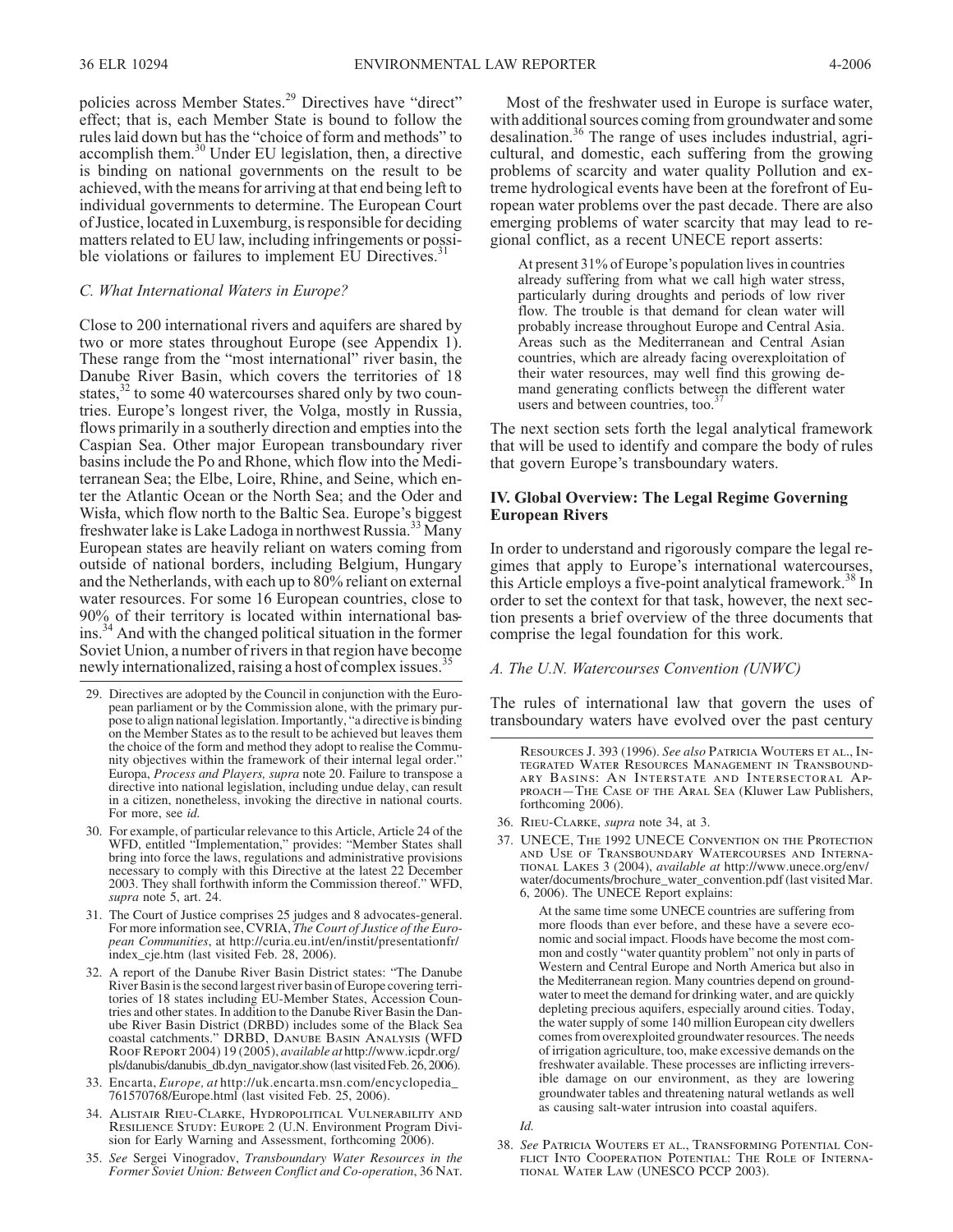policies across Member States.[29] Directives have "direct" effect; that is, each Member State is bound to follow the rules laid down but has the "choice of form and methods" to accomplish them.[30] Under EU legislation, then, a directive is binding on national governments on the result to be achieved, with the means for arriving at that end being left to individual governments to determine. The European Court of Justice, located in Luxemburg, is responsible for deciding matters related to EU law, including infringements or possible violations or failures to implement EU Directives.[31]

### *C. What International Waters in Europe?*

Close to 200 international rivers and aquifers are shared by two or more states throughout Europe (see Appendix 1). These range from the "most international" river basin, the Danube River Basin, which covers the territories of 18 states,[32] to some 40 watercourses shared only by two countries. Europe's longest river, the Volga, mostly in Russia, flows primarily in a southerly direction and empties into the Caspian Sea. Other major European transboundary river basins include the Po and Rhone, which flow into the Mediterranean Sea; the Elbe, Loire, Rhine, and Seine, which enter the Atlantic Ocean or the North Sea; and the Oder and Wisła, which flow north to the Baltic Sea. Europe's biggest freshwater lake is Lake Ladoga in northwest Russia.[33] Many European states are heavily reliant on waters coming from outside of national borders, including Belgium, Hungary and the Netherlands, with each up to 80% reliant on external water resources. For some 16 European countries, close to 90% of their territory is located within international basins.[34] And with the changed political situation in the former Soviet Union, a number of rivers in that region have become newly internationalized, raising a host of complex issues.[35]

Most of the freshwater used in Europe is surface water, with additional sources coming from groundwater and some desalination.[36] The range of uses includes industrial, agricultural, and domestic, each suffering from the growing problems of scarcity and water quality Pollution and extreme hydrological events have been at the forefront of European water problems over the past decade. There are also emerging problems of water scarcity that may lead to regional conflict, as a recent UNECE report asserts:

> At present 31% of Europe's population lives in countries already suffering from what we call high water stress, particularly during droughts and periods of low river flow. The trouble is that demand for clean water will probably increase throughout Europe and Central Asia. Areas such as the Mediterranean and Central Asian countries, which are already facing overexploitation of their water resources, may well find this growing demand generating conflicts between the different water users and between countries, too.[37]

The next section sets forth the legal analytical framework that will be used to identify and compare the body of rules that govern Europe's transboundary waters.

## IV. Global Overview: The Legal Regime Governing European Rivers

In order to understand and rigorously compare the legal regimes that apply to Europe's international watercourses, this Article employs a five-point analytical framework.[38] In order to set the context for that task, however, the next section presents a brief overview of the three documents that comprise the legal foundation for this work.

### *A. The U.N. Watercourses Convention (UNWC)*

The rules of international law that govern the uses of transboundary waters have evolved over the past century

---

29. Directives are adopted by the Council in conjunction with the European parliament or by the Commission alone, with the primary purpose to align national legislation. Importantly, "a directive is binding on the Member States as to the result to be achieved but leaves them the choice of the form and method they adopt to realise the Community objectives within the framework of their internal legal order." Europa, *Process and Players, supra* note 20. Failure to transpose a directive into national legislation, including undue delay, can result in a citizen, nonetheless, invoking the directive in national courts. For more, see *id.*

30. For example, of particular relevance to this Article, Article 24 of the WFD, entitled "Implementation," provides: "Member States shall bring into force the laws, regulations and administrative provisions necessary to comply with this Directive at the latest 22 December 2003. They shall forthwith inform the Commission thereof." WFD, *supra* note 5, art. 24.

31. The Court of Justice comprises 25 judges and 8 advocates-general. For more information see, CVRIA, *The Court of Justice of the European Communities*, at http://curia.eu.int/en/instit/presentationfr/index_cje.htm (last visited Feb. 28, 2006).

32. A report of the Danube River Basin District states: "The Danube River Basin is the second largest river basin of Europe covering territories of 18 states including EU-Member States, Accession Countries and other states. In addition to the Danube River Basin the Danube River Basin District (DRBD) includes some of the Black Sea coastal catchments." DRBD, Danube Basin Analysis (WFD Roof Report 2004) 19 (2005), *available at* http://www.icpdr.org/pls/danubis/danubis_db.dyn_navigator.show (last visited Feb. 26, 2006).

33. Encarta, *Europe, at* http://uk.encarta.msn.com/encyclopedia_761570768/Europe.html (last visited Feb. 25, 2006).

34. Alistair Rieu-Clarke, Hydropolitical Vulnerability and Resilience Study: Europe 2 (U.N. Environment Program Division for Early Warning and Assessment, forthcoming 2006).

35. *See* Sergei Vinogradov, *Transboundary Water Resources in the Former Soviet Union: Between Conflict and Co-operation*, 36 Nat. Resources J. 393 (1996). *See also* Patricia Wouters et al., Integrated Water Resources Management in Transboundary Basins: An Interstate and Intersectoral Approach—The Case of the Aral Sea (Kluwer Law Publishers, forthcoming 2006).

36. Rieu-Clarke, *supra* note 34, at 3.

37. UNECE, The 1992 UNECE Convention on the Protection and Use of Transboundary Watercourses and International Lakes 3 (2004), *available at* http://www.unece.org/env/water/documents/brochure_water_convention.pdf (last visited Mar. 6, 2006). The UNECE Report explains:

> At the same time some UNECE countries are suffering from more floods than ever before, and these have a severe economic and social impact. Floods have become the most common and costly "water quantity problem" not only in parts of Western and Central Europe and North America but also in the Mediterranean region. Many countries depend on groundwater to meet the demand for drinking water, and are quickly depleting precious aquifers, especially around cities. Today, the water supply of some 140 million European city dwellers comes from overexploited groundwater resources. The needs of irrigation agriculture, too, make excessive demands on the freshwater available. These processes are inflicting irreversible damage on our environment, as they are lowering groundwater tables and threatening natural wetlands as well as causing salt-water intrusion into coastal aquifers.

*Id.*

38. *See* Patricia Wouters et al., Transforming Potential Conflict Into Cooperation Potential: The Role of International Water Law (UNESCO PCCP 2003).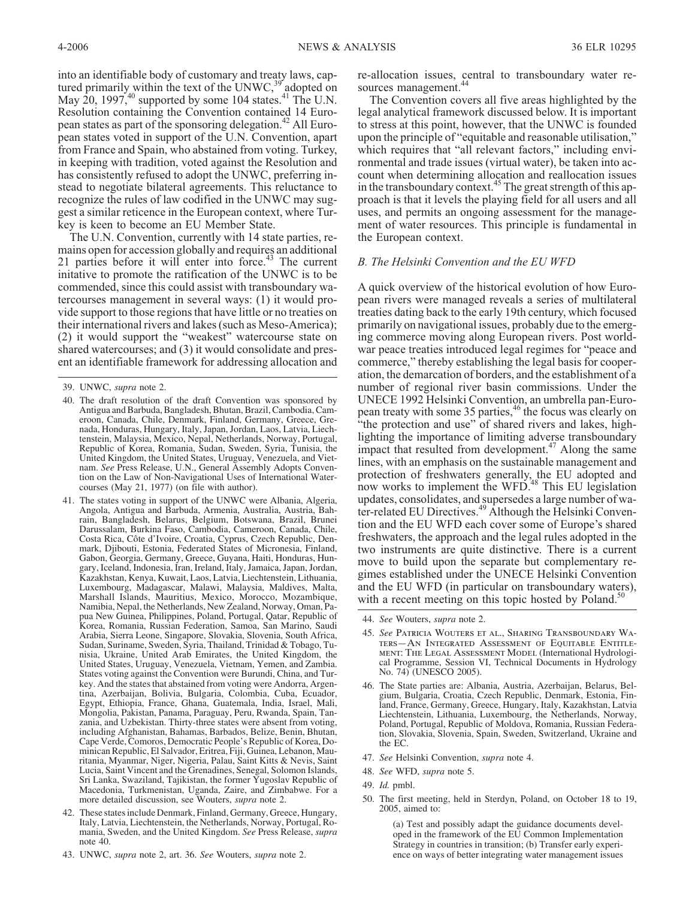into an identifiable body of customary and treaty laws, captured primarily within the text of the UNWC,[39] adopted on May 20, 1997,[40] supported by some 104 states.[41] The U.N. Resolution containing the Convention contained 14 European states as part of the sponsoring delegation.[42] All European states voted in support of the U.N. Convention, apart from France and Spain, who abstained from voting. Turkey, in keeping with tradition, voted against the Resolution and has consistently refused to adopt the UNWC, preferring instead to negotiate bilateral agreements. This reluctance to recognize the rules of law codified in the UNWC may suggest a similar reticence in the European context, where Turkey is keen to become an EU Member State.

The U.N. Convention, currently with 14 state parties, remains open for accession globally and requires an additional 21 parties before it will enter into force.[43] The current initative to promote the ratification of the UNWC is to be commended, since this could assist with transboundary watercourses management in several ways: (1) it would provide support to those regions that have little or no treaties on their international rivers and lakes (such as Meso-America); (2) it would support the "weakest" watercourse state on shared watercourses; and (3) it would consolidate and present an identifiable framework for addressing allocation and re-allocation issues, central to transboundary water resources management.[44]

The Convention covers all five areas highlighted by the legal analytical framework discussed below. It is important to stress at this point, however, that the UNWC is founded upon the principle of "equitable and reasonable utilisation," which requires that "all relevant factors," including environmental and trade issues (virtual water), be taken into account when determining allocation and reallocation issues in the transboundary context.[45] The great strength of this approach is that it levels the playing field for all users and all uses, and permits an ongoing assessment for the management of water resources. This principle is fundamental in the European context.

### *B. The Helsinki Convention and the EU WFD*

A quick overview of the historical evolution of how European rivers were managed reveals a series of multilateral treaties dating back to the early 19th century, which focused primarily on navigational issues, probably due to the emerging commerce moving along European rivers. Post worldwar peace treaties introduced legal regimes for "peace and commerce," thereby establishing the legal basis for cooperation, the demarcation of borders, and the establishment of a number of regional river basin commissions. Under the UNECE 1992 Helsinki Convention, an umbrella pan-European treaty with some 35 parties,[46] the focus was clearly on "the protection and use" of shared rivers and lakes, highlighting the importance of limiting adverse transboundary impact that resulted from development.[47] Along the same lines, with an emphasis on the sustainable management and protection of freshwaters generally, the EU adopted and now works to implement the WFD.[48] This EU legislation updates, consolidates, and supersedes a large number of water-related EU Directives.[49] Although the Helsinki Convention and the EU WFD each cover some of Europe's shared freshwaters, the approach and the legal rules adopted in the two instruments are quite distinctive. There is a current move to build upon the separate but complementary regimes established under the UNECE Helsinki Convention and the EU WFD (in particular on transboundary waters), with a recent meeting on this topic hosted by Poland.[50]

---

39. UNWC, *supra* note 2.

40. The draft resolution of the draft Convention was sponsored by Antigua and Barbuda, Bangladesh, Bhutan, Brazil, Cambodia, Cameroon, Canada, Chile, Denmark, Finland, Germany, Greece, Grenada, Honduras, Hungary, Italy, Japan, Jordan, Laos, Latvia, Liechtenstein, Malaysia, Mexico, Nepal, Netherlands, Norway, Portugal, Republic of Korea, Romania, Sudan, Sweden, Syria, Tunisia, the United Kingdom, the United States, Uruguay, Venezuela, and Vietnam. *See* Press Release, U.N., General Assembly Adopts Convention on the Law of Non-Navigational Uses of International Watercourses (May 21, 1977) (on file with author).

41. The states voting in support of the UNWC were Albania, Algeria, Angola, Antigua and Barbuda, Armenia, Australia, Austria, Bahrain, Bangladesh, Belarus, Belgium, Botswana, Brazil, Brunei Darussalam, Burkina Faso, Cambodia, Cameroon, Canada, Chile, Costa Rica, Côte d'Ivoire, Croatia, Cyprus, Czech Republic, Denmark, Djibouti, Estonia, Federated States of Micronesia, Finland, Gabon, Georgia, Germany, Greece, Guyana, Haiti, Honduras, Hungary, Iceland, Indonesia, Iran, Ireland, Italy, Jamaica, Japan, Jordan, Kazakhstan, Kenya, Kuwait, Laos, Latvia, Liechtenstein, Lithuania, Luxembourg, Madagascar, Malawi, Malaysia, Maldives, Malta, Marshall Islands, Mauritius, Mexico, Morocco, Mozambique, Namibia, Nepal, the Netherlands, New Zealand, Norway, Oman, Papua New Guinea, Philippines, Poland, Portugal, Qatar, Republic of Korea, Romania, Russian Federation, Samoa, San Marino, Saudi Arabia, Sierra Leone, Singapore, Slovakia, Slovenia, South Africa, Sudan, Suriname, Sweden, Syria, Thailand, Trinidad & Tobago, Tunisia, Ukraine, United Arab Emirates, the United Kingdom, the United States, Uruguay, Venezuela, Vietnam, Yemen, and Zambia. States voting against the Convention were Burundi, China, and Turkey. And the states that abstained from voting were Andorra, Argentina, Azerbaijan, Bolivia, Bulgaria, Colombia, Cuba, Ecuador, Egypt, Ethiopia, France, Ghana, Guatemala, India, Israel, Mali, Mongolia, Pakistan, Panama, Paraguay, Peru, Rwanda, Spain, Tanzania, and Uzbekistan. Thirty-three states were absent from voting, including Afghanistan, Bahamas, Barbados, Belize, Benin, Bhutan, Cape Verde, Comoros, Democratic People's Republic of Korea, Dominican Republic, El Salvador, Eritrea, Fiji, Guinea, Lebanon, Mauritania, Myanmar, Niger, Nigeria, Palau, Saint Kitts & Nevis, Saint Lucia, Saint Vincent and the Grenadines, Senegal, Solomon Islands, Sri Lanka, Swaziland, Tajikistan, the former Yugoslav Republic of Macedonia, Turkmenistan, Uganda, Zaire, and Zimbabwe. For a more detailed discussion, see Wouters, *supra* note 2.

42. These states include Denmark, Finland, Germany, Greece, Hungary, Italy, Latvia, Liechtenstein, the Netherlands, Norway, Portugal, Romania, Sweden, and the United Kingdom. *See* Press Release, *supra* note 40.

43. UNWC, *supra* note 2, art. 36. *See* Wouters, *supra* note 2.

44. *See* Wouters, *supra* note 2.

45. *See* Patricia Wouters et al., Sharing Transboundary Waters—An Integrated Assessment of Equitable Entitlement: The Legal Assessment Model (International Hydrological Programme, Session VI, Technical Documents in Hydrology No. 74) (UNESCO 2005).

46. The State parties are: Albania, Austria, Azerbaijan, Belarus, Belgium, Bulgaria, Croatia, Czech Republic, Denmark, Estonia, Finland, France, Germany, Greece, Hungary, Italy, Kazakhstan, Latvia Liechtenstein, Lithuania, Luxembourg, the Netherlands, Norway, Poland, Portugal, Republic of Moldova, Romania, Russian Federation, Slovakia, Slovenia, Spain, Sweden, Switzerland, Ukraine and the EC.

47. *See* Helsinki Convention, *supra* note 4.

48. *See* WFD, *supra* note 5.

49. *Id.* pmbl.

50. The first meeting, held in Sterdyn, Poland, on October 18 to 19, 2005, aimed to:

> (a) Test and possibly adapt the guidance documents developed in the framework of the EU Common Implementation Strategy in countries in transition; (b) Transfer early experience on ways of better integrating water management issues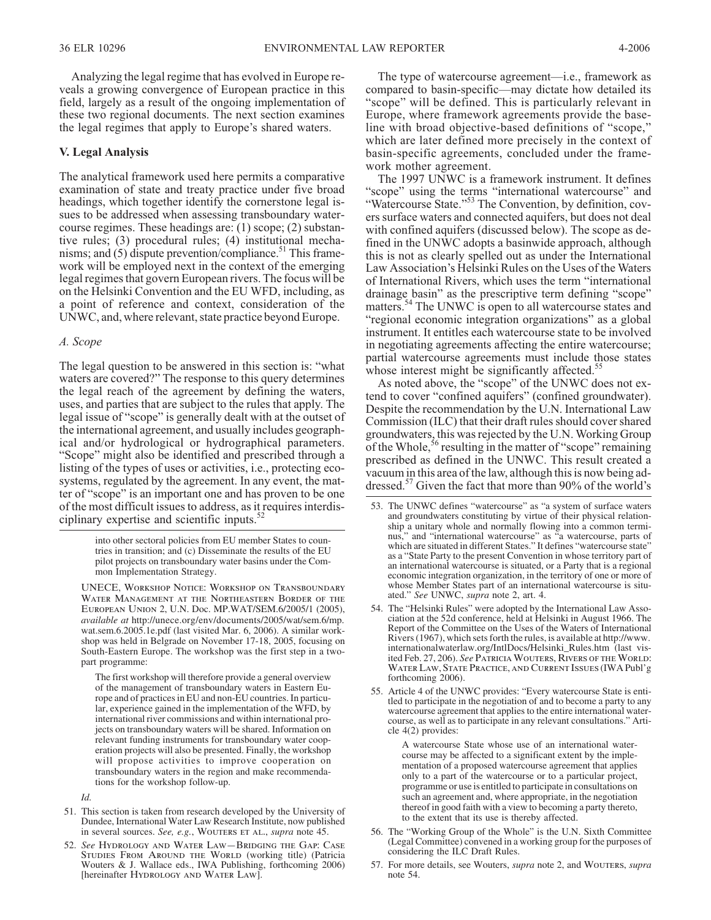Analyzing the legal regime that has evolved in Europe reveals a growing convergence of European practice in this field, largely as a result of the ongoing implementation of these two regional documents. The next section examines the legal regimes that apply to Europe's shared waters.

## V. Legal Analysis

The analytical framework used here permits a comparative examination of state and treaty practice under five broad headings, which together identify the cornerstone legal issues to be addressed when assessing transboundary watercourse regimes. These headings are: (1) scope; (2) substantive rules; (3) procedural rules; (4) institutional mechanisms; and (5) dispute prevention/compliance.[51] This framework will be employed next in the context of the emerging legal regimes that govern European rivers. The focus will be on the Helsinki Convention and the EU WFD, including, as a point of reference and context, consideration of the UNWC, and, where relevant, state practice beyond Europe.

### *A. Scope*

The legal question to be answered in this section is: "what waters are covered?" The response to this query determines the legal reach of the agreement by defining the waters, uses, and parties that are subject to the rules that apply. The legal issue of "scope" is generally dealt with at the outset of the international agreement, and usually includes geographical and/or hydrological or hydrographical parameters. "Scope" might also be identified and prescribed through a listing of the types of uses or activities, i.e., protecting ecosystems, regulated by the agreement. In any event, the matter of "scope" is an important one and has proven to be one of the most difficult issues to address, as it requires interdisciplinary expertise and scientific inputs.[52]

The type of watercourse agreement—i.e., framework as compared to basin-specific—may dictate how detailed its "scope" will be defined. This is particularly relevant in Europe, where framework agreements provide the baseline with broad objective-based definitions of "scope," which are later defined more precisely in the context of basin-specific agreements, concluded under the framework mother agreement.

The 1997 UNWC is a framework instrument. It defines "scope" using the terms "international watercourse" and "Watercourse State."[53] The Convention, by definition, covers surface waters and connected aquifers, but does not deal with confined aquifers (discussed below). The scope as defined in the UNWC adopts a basinwide approach, although this is not as clearly spelled out as under the International Law Association's Helsinki Rules on the Uses of the Waters of International Rivers, which uses the term "international drainage basin" as the prescriptive term defining "scope" matters.[54] The UNWC is open to all watercourse states and "regional economic integration organizations" as a global instrument. It entitles each watercourse state to be involved in negotiating agreements affecting the entire watercourse; partial watercourse agreements must include those states whose interest might be significantly affected.[55]

As noted above, the "scope" of the UNWC does not extend to cover "confined aquifers" (confined groundwater). Despite the recommendation by the U.N. International Law Commission (ILC) that their draft rules should cover shared groundwaters, this was rejected by the U.N. Working Group of the Whole,[56] resulting in the matter of "scope" remaining prescribed as defined in the UNWC. This result created a vacuum in this area of the law, although this is now being addressed.[57] Given the fact that more than 90% of the world's

---

into other sectoral policies from EU member States to countries in transition; and (c) Disseminate the results of the EU pilot projects on transboundary water basins under the Common Implementation Strategy.

UNECE, Workshop Notice: Workshop on Transboundary Water Management at the Northeastern Border of the European Union 2, U.N. Doc. MP.WAT/SEM.6/2005/1 (2005), *available at* http://unece.org/env/documents/2005/wat/sem.6/mp.wat.sem.6.2005.1e.pdf (last visited Mar. 6, 2006). A similar workshop was held in Belgrade on November 17-18, 2005, focusing on South-Eastern Europe. The workshop was the first step in a two-part programme:

> The first workshop will therefore provide a general overview of the management of transboundary waters in Eastern Europe and of practices in EU and non-EU countries. In particular, experience gained in the implementation of the WFD, by international river commissions and within international projects on transboundary waters will be shared. Information on relevant funding instruments for transboundary water cooperation projects will also be presented. Finally, the workshop will propose activities to improve cooperation on transboundary waters in the region and make recommendations for the workshop follow-up.

*Id.*

51. This section is taken from research developed by the University of Dundee, International Water Law Research Institute, now published in several sources. *See, e.g.*, Wouters et al., *supra* note 45.

52. *See* Hydrology and Water Law—Bridging the Gap: Case Studies From Around the World (working title) (Patricia Wouters & J. Wallace eds., IWA Publishing, forthcoming 2006) [hereinafter Hydrology and Water Law].

53. The UNWC defines "watercourse" as "a system of surface waters and groundwaters constituting by virtue of their physical relationship a unitary whole and normally flowing into a common terminus," and "international watercourse" as "a watercourse, parts of which are situated in different States." It defines "watercourse state" as a "State Party to the present Convention in whose territory part of an international watercourse is situated, or a Party that is a regional economic integration organization, in the territory of one or more of whose Member States part of an international watercourse is situated." *See* UNWC, *supra* note 2, art. 4.

54. The "Helsinki Rules" were adopted by the International Law Association at the 52d conference, held at Helsinki in August 1966. The Report of the Committee on the Uses of the Waters of International Rivers (1967), which sets forth the rules, is available at http://www.internationalwaterlaw.org/IntlDocs/Helsinki_Rules.htm (last visited Feb. 27, 206). *See* Patricia Wouters, Rivers of the World: Water Law, State Practice, and Current Issues (IWA Publ'g forthcoming 2006).

55. Article 4 of the UNWC provides: "Every watercourse State is entitled to participate in the negotiation of and to become a party to any watercourse agreement that applies to the entire international watercourse, as well as to participate in any relevant consultations." Article 4(2) provides:

> A watercourse State whose use of an international watercourse may be affected to a significant extent by the implementation of a proposed watercourse agreement that applies only to a part of the watercourse or to a particular project, programme or use is entitled to participate in consultations on such an agreement and, where appropriate, in the negotiation thereof in good faith with a view to becoming a party thereto, to the extent that its use is thereby affected.

56. The "Working Group of the Whole" is the U.N. Sixth Committee (Legal Committee) convened in a working group for the purposes of considering the ILC Draft Rules.

57. For more details, see Wouters, *supra* note 2, and Wouters, *supra* note 54.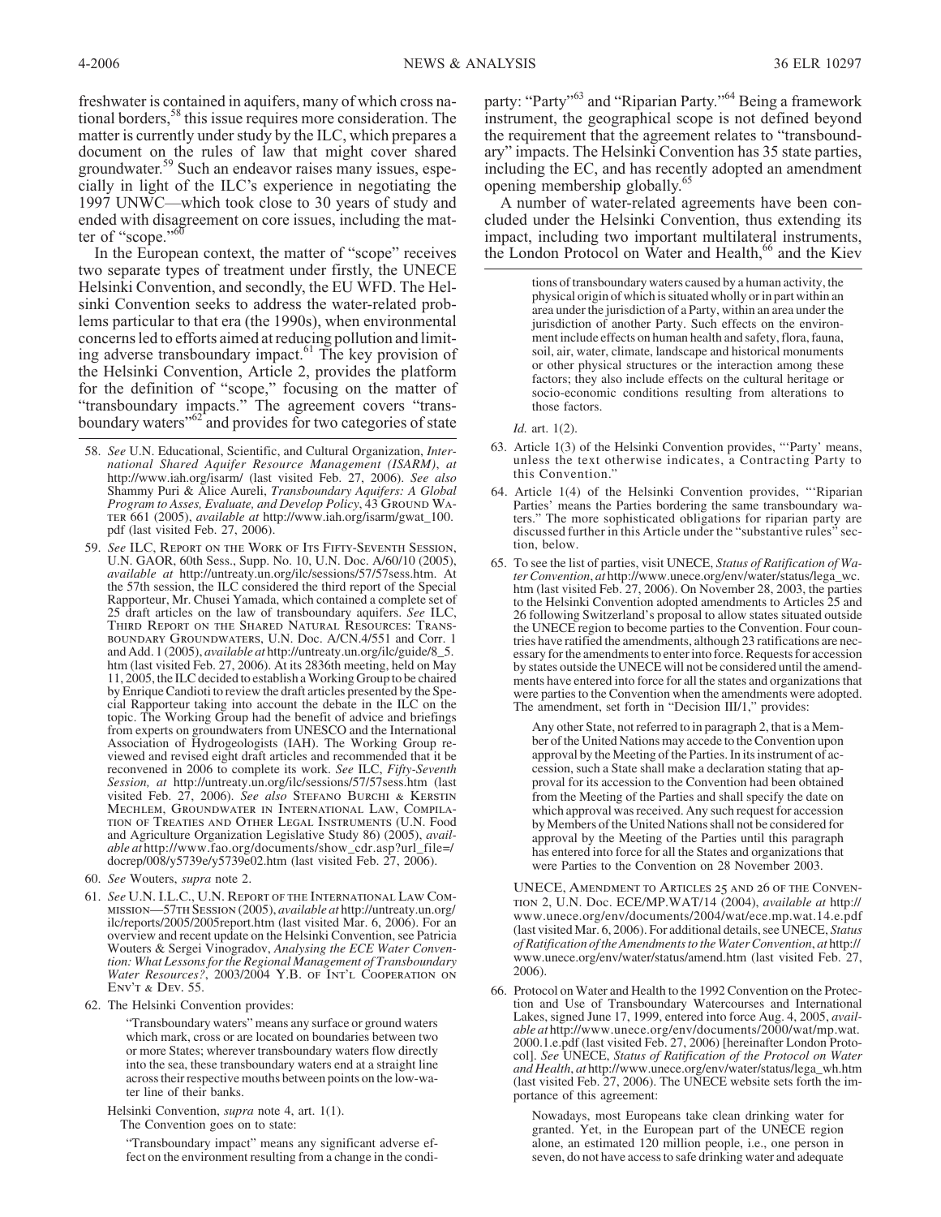freshwater is contained in aquifers, many of which cross national borders,[58] this issue requires more consideration. The matter is currently under study by the ILC, which prepares a document on the rules of law that might cover shared groundwater.[59] Such an endeavor raises many issues, especially in light of the ILC's experience in negotiating the 1997 UNWC—which took close to 30 years of study and ended with disagreement on core issues, including the matter of "scope."[60]

In the European context, the matter of "scope" receives two separate types of treatment under firstly, the UNECE Helsinki Convention, and secondly, the EU WFD. The Helsinki Convention seeks to address the water-related problems particular to that era (the 1990s), when environmental concerns led to efforts aimed at reducing pollution and limiting adverse transboundary impact.[61] The key provision of the Helsinki Convention, Article 2, provides the platform for the definition of "scope," focusing on the matter of "transboundary impacts." The agreement covers "transboundary waters"[62] and provides for two categories of state party: "Party"[63] and "Riparian Party."[64] Being a framework instrument, the geographical scope is not defined beyond the requirement that the agreement relates to "transboundary" impacts. The Helsinki Convention has 35 state parties, including the EC, and has recently adopted an amendment opening membership globally.[65]

A number of water-related agreements have been concluded under the Helsinki Convention, thus extending its impact, including two important multilateral instruments, the London Protocol on Water and Health,[66] and the Kiev

---

58. *See* U.N. Educational, Scientific, and Cultural Organization, *International Shared Aquifer Resource Management (ISARM)*, *at* http://www.iah.org/isarm/ (last visited Feb. 27, 2006). *See also* Shammy Puri & Alice Aureli, *Transboundary Aquifers: A Global Program to Asses, Evaluate, and Develop Policy*, 43 Ground Water 661 (2005), *available at* http://www.iah.org/isarm/gwat_100.pdf (last visited Feb. 27, 2006).

59. *See* ILC, Report on the Work of Its Fifty-Seventh Session, U.N. GAOR, 60th Sess., Supp. No. 10, U.N. Doc. A/60/10 (2005), *available at* http://untreaty.un.org/ilc/sessions/57/57sess.htm. At the 57th session, the ILC considered the third report of the Special Rapporteur, Mr. Chusei Yamada, which contained a complete set of 25 draft articles on the law of transboundary aquifers. *See* ILC, Third Report on the Shared Natural Resources: Transboundary Groundwaters, U.N. Doc. A/CN.4/551 and Corr. 1 and Add. 1 (2005), *available at* http://untreaty.un.org/ilc/guide/8_5.htm (last visited Feb. 27, 2006). At its 2836th meeting, held on May 11, 2005, the ILC decided to establish a Working Group to be chaired by Enrique Candioti to review the draft articles presented by the Special Rapporteur taking into account the debate in the ILC on the topic. The Working Group had the benefit of advice and briefings from experts on groundwaters from UNESCO and the International Association of Hydrogeologists (IAH). The Working Group reviewed and revised eight draft articles and recommended that it be reconvened in 2006 to complete its work. *See* ILC, *Fifty-Seventh Session, at* http://untreaty.un.org/ilc/sessions/57/57sess.htm (last visited Feb. 27, 2006). *See also* Stefano Burchi & Kerstin Mechlem, Groundwater in International Law, Compilation of Treaties and Other Legal Instruments (U.N. Food and Agriculture Organization Legislative Study 86) (2005), *available at* http://www.fao.org/documents/show_cdr.asp?url_file=/docrep/008/y5739e/y5739e02.htm (last visited Feb. 27, 2006).

60. *See* Wouters, *supra* note 2.

61. *See* U.N. I.L.C., U.N. Report of the International Law Commission—57th Session (2005), *available at* http://untreaty.un.org/ilc/reports/2005/2005report.htm (last visited Mar. 6, 2006). For an overview and recent update on the Helsinki Convention, see Patricia Wouters & Sergei Vinogradov, *Analysing the ECE Water Convention: What Lessons for the Regional Management of Transboundary Water Resources?*, 2003/2004 Y.B. of Int'l Cooperation on Env't & Dev. 55.

62. The Helsinki Convention provides:

> "Transboundary waters" means any surface or ground waters which mark, cross or are located on boundaries between two or more States; wherever transboundary waters flow directly into the sea, these transboundary waters end at a straight line across their respective mouths between points on the low-water line of their banks.

Helsinki Convention, *supra* note 4, art. 1(1).

The Convention goes on to state:

> "Transboundary impact" means any significant adverse effect on the environment resulting from a change in the conditions of transboundary waters caused by a human activity, the physical origin of which is situated wholly or in part within an area under the jurisdiction of a Party, within an area under the jurisdiction of another Party. Such effects on the environment include effects on human health and safety, flora, fauna, soil, air, water, climate, landscape and historical monuments or other physical structures or the interaction among these factors; they also include effects on the cultural heritage or socio-economic conditions resulting from alterations to those factors.

*Id.* art. 1(2).

63. Article 1(3) of the Helsinki Convention provides, "'Party' means, unless the text otherwise indicates, a Contracting Party to this Convention."

64. Article 1(4) of the Helsinki Convention provides, "'Riparian Parties' means the Parties bordering the same transboundary waters." The more sophisticated obligations for riparian party are discussed further in this Article under the "substantive rules" section, below.

65. To see the list of parties, visit UNECE, *Status of Ratification of Water Convention*, *at* http://www.unece.org/env/water/status/lega_wc.htm (last visited Feb. 27, 2006). On November 28, 2003, the parties to the Helsinki Convention adopted amendments to Articles 25 and 26 following Switzerland's proposal to allow states situated outside the UNECE region to become parties to the Convention. Four countries have ratified the amendments, although 23 ratifications are necessary for the amendments to enter into force. Requests for accession by states outside the UNECE will not be considered until the amendments have entered into force for all the states and organizations that were parties to the Convention when the amendments were adopted. The amendment, set forth in "Decision III/1," provides:

> Any other State, not referred to in paragraph 2, that is a Member of the United Nations may accede to the Convention upon approval by the Meeting of the Parties. In its instrument of accession, such a State shall make a declaration stating that approval for its accession to the Convention had been obtained from the Meeting of the Parties and shall specify the date on which approval was received. Any such request for accession by Members of the United Nations shall not be considered for approval by the Meeting of the Parties until this paragraph has entered into force for all the States and organizations that were Parties to the Convention on 28 November 2003.

UNECE, Amendment to Articles 25 and 26 of the Convention 2, U.N. Doc. ECE/MP.WAT/14 (2004), *available at* http://www.unece.org/env/documents/2004/wat/ece.mp.wat.14.e.pdf (last visited Mar. 6, 2006). For additional details, see UNECE, *Status of Ratification of the Amendments to the Water Convention*, *at* http://www.unece.org/env/water/status/amend.htm (last visited Feb. 27, 2006).

66. Protocol on Water and Health to the 1992 Convention on the Protection and Use of Transboundary Watercourses and International Lakes, signed June 17, 1999, entered into force Aug. 4, 2005, *available at* http://www.unece.org/env/documents/2000/wat/mp.wat.2000.1.e.pdf (last visited Feb. 27, 2006) [hereinafter London Protocol]. *See* UNECE, *Status of Ratification of the Protocol on Water and Health*, *at* http://www.unece.org/env/water/status/lega_wh.htm (last visited Feb. 27, 2006). The UNECE website sets forth the importance of this agreement:

> Nowadays, most Europeans take clean drinking water for granted. Yet, in the European part of the UNECE region alone, an estimated 120 million people, i.e., one person in seven, do not have access to safe drinking water and adequate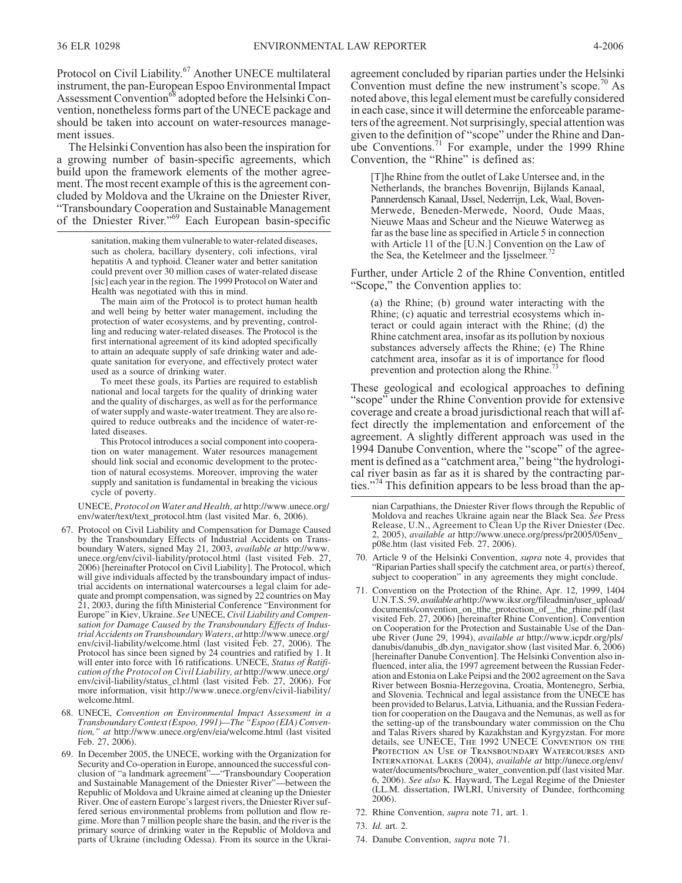Protocol on Civil Liability.[67] Another UNECE multilateral instrument, the pan-European Espoo Environmental Impact Assessment Convention[68] adopted before the Helsinki Convention, nonetheless forms part of the UNECE package and should be taken into account on water-resources management issues.

The Helsinki Convention has also been the inspiration for a growing number of basin-specific agreements, which build upon the framework elements of the mother agreement. The most recent example of this is the agreement concluded by Moldova and the Ukraine on the Dniester River, "Transboundary Cooperation and Sustainable Management of the Dniester River."[69] Each European basin-specific agreement concluded by riparian parties under the Helsinki Convention must define the new instrument's scope.[70] As noted above, this legal element must be carefully considered in each case, since it will determine the enforceable parameters of the agreement. Not surprisingly, special attention was given to the definition of "scope" under the Rhine and Danube Conventions.[71] For example, under the 1999 Rhine Convention, the "Rhine" is defined as:

> [T]he Rhine from the outlet of Lake Untersee and, in the Netherlands, the branches Bovenrijn, Bijlands Kanaal, Pannerdensch Kanaal, IJssel, Nederrijn, Lek, Waal, Boven-Merwede, Beneden-Merwede, Noord, Oude Maas, Nieuwe Maas and Scheur and the Nieuwe Waterweg as far as the base line as specified in Article 5 in connection with Article 11 of the [U.N.] Convention on the Law of the Sea, the Ketelmeer and the Ijsselmeer.[72]

Further, under Article 2 of the Rhine Convention, entitled "Scope," the Convention applies to:

> (a) the Rhine; (b) ground water interacting with the Rhine; (c) aquatic and terrestrial ecosystems which interact or could again interact with the Rhine; (d) the Rhine catchment area, insofar as its pollution by noxious substances adversely affects the Rhine; (e) The Rhine catchment area, insofar as it is of importance for flood prevention and protection along the Rhine.[73]

These geological and ecological approaches to defining "scope" under the Rhine Convention provide for extensive coverage and create a broad jurisdictional reach that will affect directly the implementation and enforcement of the agreement. A slightly different approach was used in the 1994 Danube Convention, where the "scope" of the agreement is defined as a "catchment area," being "the hydrological river basin as far as it is shared by the contracting parties."[74] This definition appears to be less broad than the ap-

---

> sanitation, making them vulnerable to water-related diseases, such as cholera, bacillary dysentery, coli infections, viral hepatitis A and typhoid. Cleaner water and better sanitation could prevent over 30 million cases of water-related disease [sic] each year in the region. The 1999 Protocol on Water and Health was negotiated with this in mind.
>
> The main aim of the Protocol is to protect human health and well being by better water management, including the protection of water ecosystems, and by preventing, controlling and reducing water-related diseases. The Protocol is the first international agreement of its kind adopted specifically to attain an adequate supply of safe drinking water and adequate sanitation for everyone, and effectively protect water used as a source of drinking water.
>
> To meet these goals, its Parties are required to establish national and local targets for the quality of drinking water and the quality of discharges, as well as for the performance of water supply and waste-water treatment. They are also required to reduce outbreaks and the incidence of water-related diseases.
>
> This Protocol introduces a social component into cooperation on water management. Water resources management should link social and economic development to the protection of natural ecosystems. Moreover, improving the water supply and sanitation is fundamental in breaking the vicious cycle of poverty.

UNECE, *Protocol on Water and Health, at* http://www.unece.org/env/water/text/text_protocol.htm (last visited Mar. 6, 2006).

67. Protocol on Civil Liability and Compensation for Damage Caused by the Transboundary Effects of Industrial Accidents on Transboundary Waters, signed May 21, 2003, *available at* http://www.unece.org/env/civil-liability/protocol.html (last visited Feb. 27, 2006) [hereinafter Protocol on Civil Liability]. The Protocol, which will give individuals affected by the transboundary impact of industrial accidents on international watercourses a legal claim for adequate and prompt compensation, was signed by 22 countries on May 21, 2003, during the fifth Ministerial Conference "Environment for Europe" in Kiev, Ukraine. *See* UNECE, *Civil Liability and Compensation for Damage Caused by the Transboundary Effects of Industrial Accidents on Transboundary Waters*, *at* http://www.unece.org/env/civil-liability/welcome.html (last visited Feb. 27, 2006). The Protocol has since been signed by 24 countries and ratified by 1. It will enter into force with 16 ratifications. UNECE, *Status of Ratification of the Protocol on Civil Liability, at* http://www.unece.org/env/civil-liability/status_cl.html (last visited Feb. 27, 2006). For more information, visit http://www.unece.org/env/civil-liability/welcome.html.

68. UNECE, *Convention on Environmental Impact Assessment in a Transboundary Context (Espoo, 1991)—The "Espoo (EIA) Convention," at* http://www.unece.org/env/eia/welcome.html (last visited Feb. 27, 2006).

69. In December 2005, the UNECE, working with the Organization for Security and Co-operation in Europe, announced the successful conclusion of "a landmark agreement"—"Transboundary Cooperation and Sustainable Management of the Dniester River"—between the Republic of Moldova and Ukraine aimed at cleaning up the Dniester River. One of eastern Europe's largest rivers, the Dniester River suffered serious environmental problems from pollution and flow regime. More than 7 million people share the basin, and the river is the primary source of drinking water in the Republic of Moldova and parts of Ukraine (including Odessa). From its source in the Ukrainian Carpathians, the Dniester River flows through the Republic of Moldova and reaches Ukraine again near the Black Sea. *See* Press Release, U.N., Agreement to Clean Up the River Dniester (Dec. 2, 2005), *available at* http://www.unece.org/press/pr2005/05env_p08e.htm (last visited Feb. 27, 2006).

70. Article 9 of the Helsinki Convention, *supra* note 4, provides that "Riparian Parties shall specify the catchment area, or part(s) thereof, subject to cooperation" in any agreements they might conclude.

71. Convention on the Protection of the Rhine, Apr. 12, 1999, 1404 U.N.T.S. 59, *available at* http://www.iksr.org/fileadmin/user_upload/documents/convention_on_tthe_protection_of__the_rhine.pdf (last visited Feb. 27, 2006) [hereinafter Rhine Convention]. Convention on Cooperation for the Protection and Sustainable Use of the Danube River (June 29, 1994), *available at* http://www.icpdr.org/pls/danubis/danubis_db.dyn_navigator.show (last visited Mar. 6, 2006) [hereinafter Danube Convention]. The Helsinki Convention also influenced, inter alia, the 1997 agreement between the Russian Federation and Estonia on Lake Peipsi and the 2002 agreement on the Sava River between Bosnia-Herzegovina, Croatia, Montenegro, Serbia, and Slovenia. Technical and legal assistance from the UNECE has been provided to Belarus, Latvia, Lithuania, and the Russian Federation for cooperation on the Daugava and the Nemunas, as well as for the setting-up of the transboundary water commission on the Chu and Talas Rivers shared by Kazakhstan and Kyrgyzstan. For more details, see UNECE, The 1992 UNECE Convention on the Protection an Use of Transboundary Watercourses and International Lakes (2004), *available at* http://unece.org/env/water/documents/brochure_water_convention.pdf (last visited Mar. 6, 2006). *See also* K. Hayward, The Legal Regime of the Dniester (LL.M. dissertation, IWLRI, University of Dundee, forthcoming 2006).

72. Rhine Convention, *supra* note 71, art. 1.

73. *Id.* art. 2.

74. Danube Convention, *supra* note 71.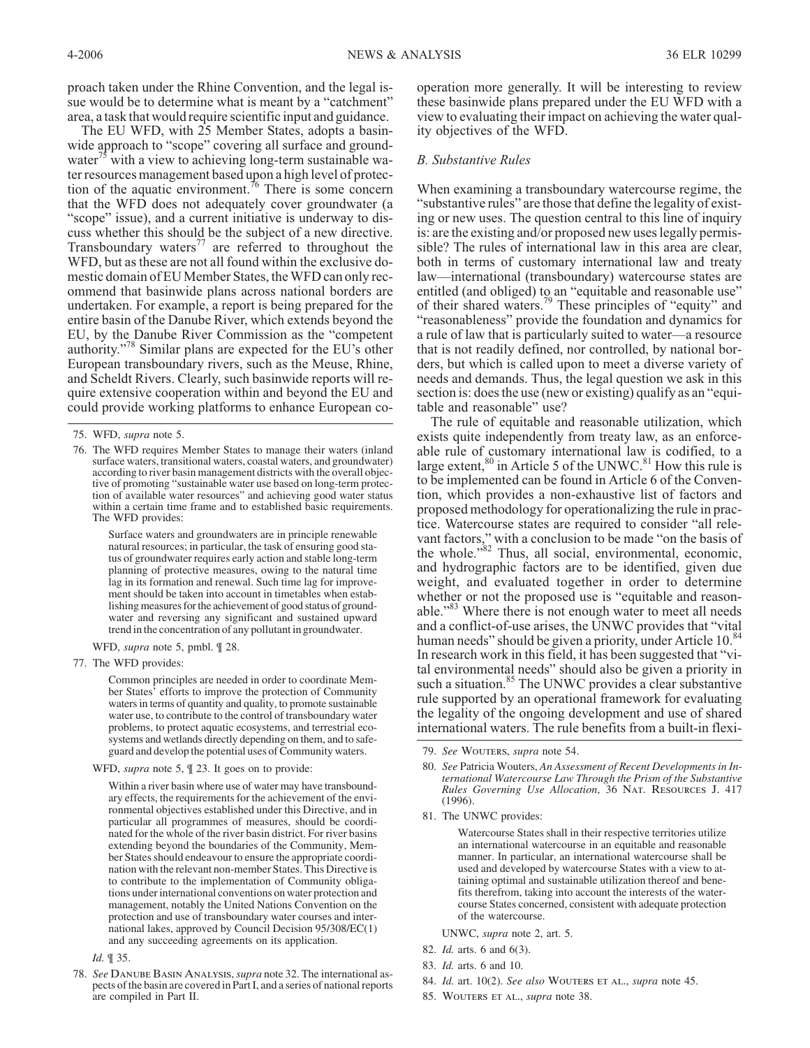proach taken under the Rhine Convention, and the legal issue would be to determine what is meant by a "catchment" area, a task that would require scientific input and guidance.

The EU WFD, with 25 Member States, adopts a basinwide approach to "scope" covering all surface and groundwater[75] with a view to achieving long-term sustainable water resources management based upon a high level of protection of the aquatic environment.[76] There is some concern that the WFD does not adequately cover groundwater (a "scope" issue), and a current initiative is underway to discuss whether this should be the subject of a new directive. Transboundary waters[77] are referred to throughout the WFD, but as these are not all found within the exclusive domestic domain of EU Member States, the WFD can only recommend that basinwide plans across national borders are undertaken. For example, a report is being prepared for the entire basin of the Danube River, which extends beyond the EU, by the Danube River Commission as the "competent authority."[78] Similar plans are expected for the EU's other European transboundary rivers, such as the Meuse, Rhine, and Scheldt Rivers. Clearly, such basinwide reports will require extensive cooperation within and beyond the EU and could provide working platforms to enhance European cooperation more generally. It will be interesting to review these basinwide plans prepared under the EU WFD with a view to evaluating their impact on achieving the water quality objectives of the WFD.

### *B. Substantive Rules*

When examining a transboundary watercourse regime, the "substantive rules" are those that define the legality of existing or new uses. The question central to this line of inquiry is: are the existing and/or proposed new uses legally permissible? The rules of international law in this area are clear, both in terms of customary international law and treaty law—international (transboundary) watercourse states are entitled (and obliged) to an "equitable and reasonable use" of their shared waters.[79] These principles of "equity" and "reasonableness" provide the foundation and dynamics for a rule of law that is particularly suited to water—a resource that is not readily defined, nor controlled, by national borders, but which is called upon to meet a diverse variety of needs and demands. Thus, the legal question we ask in this section is: does the use (new or existing) qualify as an "equitable and reasonable" use?

The rule of equitable and reasonable utilization, which exists quite independently from treaty law, as an enforceable rule of customary international law is codified, to a large extent,[80] in Article 5 of the UNWC.[81] How this rule is to be implemented can be found in Article 6 of the Convention, which provides a non-exhaustive list of factors and proposed methodology for operationalizing the rule in practice. Watercourse states are required to consider "all relevant factors," with a conclusion to be made "on the basis of the whole."[82] Thus, all social, environmental, economic, and hydrographic factors are to be identified, given due weight, and evaluated together in order to determine whether or not the proposed use is "equitable and reasonable."[83] Where there is not enough water to meet all needs and a conflict-of-use arises, the UNWC provides that "vital human needs" should be given a priority, under Article 10.[84] In research work in this field, it has been suggested that "vital environmental needs" should also be given a priority in such a situation.[85] The UNWC provides a clear substantive rule supported by an operational framework for evaluating the legality of the ongoing development and use of shared international waters. The rule benefits from a built-in flexi-

---

75. WFD, *supra* note 5.

76. The WFD requires Member States to manage their waters (inland surface waters, transitional waters, coastal waters, and groundwater) according to river basin management districts with the overall objective of promoting "sustainable water use based on long-term protection of available water resources" and achieving good water status within a certain time frame and to established basic requirements. The WFD provides:

> Surface waters and groundwaters are in principle renewable natural resources; in particular, the task of ensuring good status of groundwater requires early action and stable long-term planning of protective measures, owing to the natural time lag in its formation and renewal. Such time lag for improvement should be taken into account in timetables when establishing measures for the achievement of good status of groundwater and reversing any significant and sustained upward trend in the concentration of any pollutant in groundwater.

WFD, *supra* note 5, pmbl. ¶ 28.

77. The WFD provides:

> Common principles are needed in order to coordinate Member States' efforts to improve the protection of Community waters in terms of quantity and quality, to promote sustainable water use, to contribute to the control of transboundary water problems, to protect aquatic ecosystems, and terrestrial ecosystems and wetlands directly depending on them, and to safeguard and develop the potential uses of Community waters.

WFD, *supra* note 5, ¶ 23. It goes on to provide:

> Within a river basin where use of water may have transboundary effects, the requirements for the achievement of the environmental objectives established under this Directive, and in particular all programmes of measures, should be coordinated for the whole of the river basin district. For river basins extending beyond the boundaries of the Community, Member States should endeavour to ensure the appropriate coordination with the relevant non-member States. This Directive is to contribute to the implementation of Community obligations under international conventions on water protection and management, notably the United Nations Convention on the protection and use of transboundary water courses and international lakes, approved by Council Decision 95/308/EC(1) and any succeeding agreements on its application.

*Id.* ¶ 35.

78. *See* Danube Basin Analysis, *supra* note 32. The international aspects of the basin are covered in Part I, and a series of national reports are compiled in Part II.

79. *See* Wouters, *supra* note 54.

80. *See* Patricia Wouters, *An Assessment of Recent Developments in International Watercourse Law Through the Prism of the Substantive Rules Governing Use Allocation*, 36 Nat. Resources J. 417 (1996).

81. The UNWC provides:

> Watercourse States shall in their respective territories utilize an international watercourse in an equitable and reasonable manner. In particular, an international watercourse shall be used and developed by watercourse States with a view to attaining optimal and sustainable utilization thereof and benefits therefrom, taking into account the interests of the watercourse States concerned, consistent with adequate protection of the watercourse.

UNWC, *supra* note 2, art. 5.

82. *Id.* arts. 6 and 6(3).

83. *Id.* arts. 6 and 10.

84. *Id.* art. 10(2). *See also* Wouters et al., *supra* note 45.

85. Wouters et al., *supra* note 38.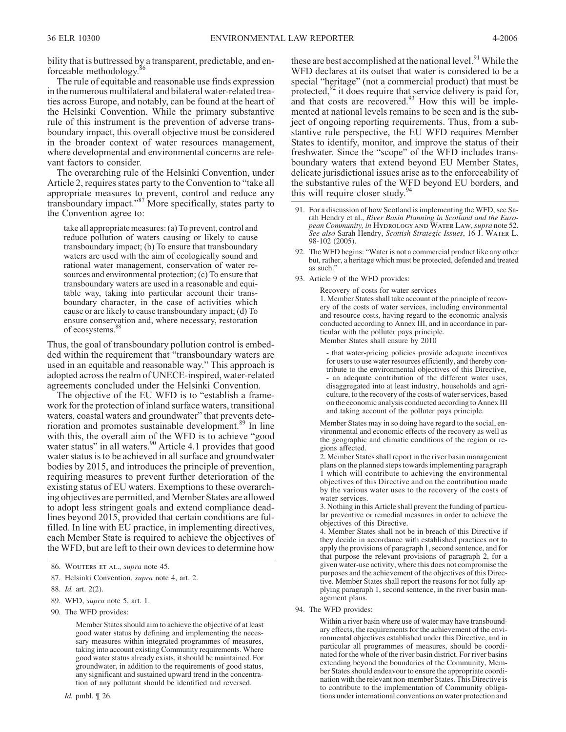bility that is buttressed by a transparent, predictable, and enforceable methodology.[86]

The rule of equitable and reasonable use finds expression in the numerous multilateral and bilateral water-related treaties across Europe, and notably, can be found at the heart of the Helsinki Convention. While the primary substantive rule of this instrument is the prevention of adverse transboundary impact, this overall objective must be considered in the broader context of water resources management, where developmental and environmental concerns are relevant factors to consider.

The overarching rule of the Helsinki Convention, under Article 2, requires states party to the Convention to "take all appropriate measures to prevent, control and reduce any transboundary impact."[87] More specifically, states party to the Convention agree to:

> take all appropriate measures: (a) To prevent, control and reduce pollution of waters causing or likely to cause transboundary impact; (b) To ensure that transboundary waters are used with the aim of ecologically sound and rational water management, conservation of water resources and environmental protection; (c) To ensure that transboundary waters are used in a reasonable and equitable way, taking into particular account their transboundary character, in the case of activities which cause or are likely to cause transboundary impact; (d) To ensure conservation and, where necessary, restoration of ecosystems.[88]

Thus, the goal of transboundary pollution control is embedded within the requirement that "transboundary waters are used in an equitable and reasonable way." This approach is adopted across the realm of UNECE-inspired, water-related agreements concluded under the Helsinki Convention.

The objective of the EU WFD is to "establish a framework for the protection of inland surface waters, transitional waters, coastal waters and groundwater" that prevents deterioration and promotes sustainable development.[89] In line with this, the overall aim of the WFD is to achieve "good water status" in all waters.[90] Article 4.1 provides that good water status is to be achieved in all surface and groundwater bodies by 2015, and introduces the principle of prevention, requiring measures to prevent further deterioration of the existing status of EU waters. Exemptions to these overarching objectives are permitted, and Member States are allowed to adopt less stringent goals and extend compliance deadlines beyond 2015, provided that certain conditions are fulfilled. In line with EU practice, in implementing directives, each Member State is required to achieve the objectives of the WFD, but are left to their own devices to determine how these are best accomplished at the national level.[91] While the WFD declares at its outset that water is considered to be a special "heritage" (not a commercial product) that must be protected,[92] it does require that service delivery is paid for, and that costs are recovered.[93] How this will be implemented at national levels remains to be seen and is the subject of ongoing reporting requirements. Thus, from a substantive rule perspective, the EU WFD requires Member States to identify, monitor, and improve the status of their freshwater. Since the "scope" of the WFD includes transboundary waters that extend beyond EU Member States, delicate jurisdictional issues arise as to the enforceability of the substantive rules of the WFD beyond EU borders, and this will require closer study.[94]

---

86. Wouters et al., *supra* note 45.

87. Helsinki Convention, *supra* note 4, art. 2.

88. *Id.* art. 2(2).

89. WFD, *supra* note 5, art. 1.

90. The WFD provides:

> Member States should aim to achieve the objective of at least good water status by defining and implementing the necessary measures within integrated programmes of measures, taking into account existing Community requirements. Where good water status already exists, it should be maintained. For groundwater, in addition to the requirements of good status, any significant and sustained upward trend in the concentration of any pollutant should be identified and reversed.

*Id.* pmbl. ¶ 26.

91. For a discussion of how Scotland is implementing the WFD, see Sarah Hendry et al., *River Basin Planning in Scotland and the European Community, in* Hydrology and Water Law, *supra* note 52. *See also* Sarah Hendry, *Scottish Strategic Issues*, 16 J. Water L. 98-102 (2005).

92. The WFD begins: "Water is not a commercial product like any other but, rather, a heritage which must be protected, defended and treated as such."

93. Article 9 of the WFD provides:

> Recovery of costs for water services
>
> 1. Member States shall take account of the principle of recovery of the costs of water services, including environmental and resource costs, having regard to the economic analysis conducted according to Annex III, and in accordance in particular with the polluter pays principle.
>
> Member States shall ensure by 2010
>
> - that water-pricing policies provide adequate incentives for users to use water resources efficiently, and thereby contribute to the environmental objectives of this Directive,
> - an adequate contribution of the different water uses, disaggregated into at least industry, households and agriculture, to the recovery of the costs of water services, based on the economic analysis conducted according to Annex III and taking account of the polluter pays principle.
>
> Member States may in so doing have regard to the social, environmental and economic effects of the recovery as well as the geographic and climatic conditions of the region or regions affected.
>
> 2. Member States shall report in the river basin management plans on the planned steps towards implementing paragraph 1 which will contribute to achieving the environmental objectives of this Directive and on the contribution made by the various water uses to the recovery of the costs of water services.
>
> 3. Nothing in this Article shall prevent the funding of particular preventive or remedial measures in order to achieve the objectives of this Directive.
>
> 4. Member States shall not be in breach of this Directive if they decide in accordance with established practices not to apply the provisions of paragraph 1, second sentence, and for that purpose the relevant provisions of paragraph 2, for a given water-use activity, where this does not compromise the purposes and the achievement of the objectives of this Directive. Member States shall report the reasons for not fully applying paragraph 1, second sentence, in the river basin management plans.

94. The WFD provides:

> Within a river basin where use of water may have transboundary effects, the requirements for the achievement of the environmental objectives established under this Directive, and in particular all programmes of measures, should be coordinated for the whole of the river basin district. For river basins extending beyond the boundaries of the Community, Member States should endeavour to ensure the appropriate coordination with the relevant non-member States. This Directive is to contribute to the implementation of Community obligations under international conventions on water protection and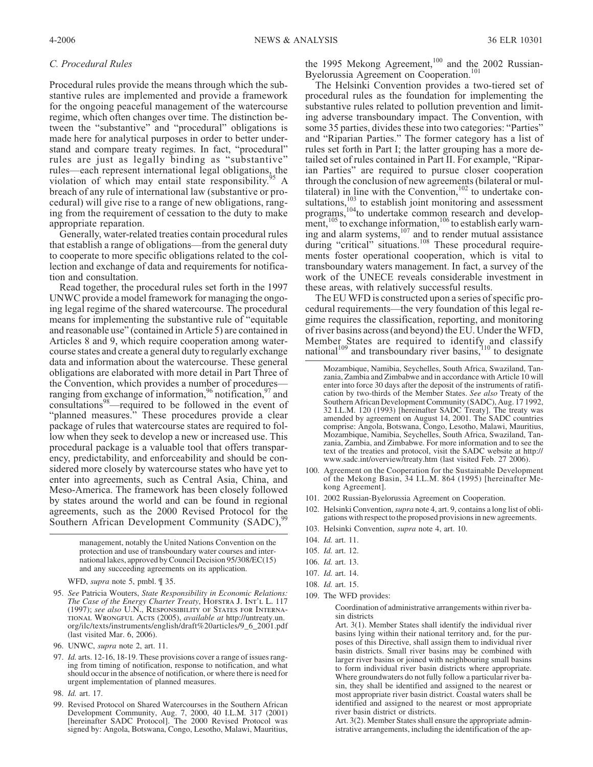### C. Procedural Rules

Procedural rules provide the means through which the substantive rules are implemented and provide a framework for the ongoing peaceful management of the watercourse regime, which often changes over time. The distinction between the "substantive" and "procedural" obligations is made here for analytical purposes in order to better understand and compare treaty regimes. In fact, "procedural" rules are just as legally binding as "substantive" rules—each represent international legal obligations, the violation of which may entail state responsibility.[95] A breach of any rule of international law (substantive or procedural) will give rise to a range of new obligations, ranging from the requirement of cessation to the duty to make appropriate reparation.

Generally, water-related treaties contain procedural rules that establish a range of obligations—from the general duty to cooperate to more specific obligations related to the collection and exchange of data and requirements for notification and consultation.

Read together, the procedural rules set forth in the 1997 UNWC provide a model framework for managing the ongoing legal regime of the shared watercourse. The procedural means for implementing the substantive rule of "equitable and reasonable use" (contained in Article 5) are contained in Articles 8 and 9, which require cooperation among watercourse states and create a general duty to regularly exchange data and information about the watercourse. These general obligations are elaborated with more detail in Part Three of the Convention, which provides a number of procedures—ranging from exchange of information,[96] notification,[97] and consultations[98]—required to be followed in the event of "planned measures." These procedures provide a clear package of rules that watercourse states are required to follow when they seek to develop a new or increased use. This procedural package is a valuable tool that offers transparency, predictability, and enforceability and should be considered more closely by watercourse states who have yet to enter into agreements, such as Central Asia, China, and Meso-America. The framework has been closely followed by states around the world and can be found in regional agreements, such as the 2000 Revised Protocol for the Southern African Development Community (SADC),[99] the 1995 Mekong Agreement,[100] and the 2002 Russian-Byelorussia Agreement on Cooperation.[101]

The Helsinki Convention provides a two-tiered set of procedural rules as the foundation for implementing the substantive rules related to pollution prevention and limiting adverse transboundary impact. The Convention, with some 35 parties, divides these into two categories: "Parties" and "Riparian Parties." The former category has a list of rules set forth in Part I; the latter grouping has a more detailed set of rules contained in Part II. For example, "Riparian Parties" are required to pursue closer cooperation through the conclusion of new agreements (bilateral or multilateral) in line with the Convention,[102] to undertake consultations,[103] to establish joint monitoring and assessment programs,[104] to undertake common research and development,[105] to exchange information,[106] to establish early warning and alarm systems,[107] and to render mutual assistance during "critical" situations.[108] These procedural requirements foster operational cooperation, which is vital to transboundary waters management. In fact, a survey of the work of the UNECE reveals considerable investment in these areas, with relatively successful results.

The EU WFD is constructed upon a series of specific procedural requirements—the very foundation of this legal regime requires the classification, reporting, and monitoring of river basins across (and beyond) the EU. Under the WFD, Member States are required to identify and classify national[109] and transboundary river basins,[110] to designate

---

> management, notably the United Nations Convention on the protection and use of transboundary water courses and international lakes, approved by Council Decision 95/308/EC(15) and any succeeding agreements on its application.

WFD, *supra* note 5, pmbl. ¶ 35.

95. *See* Patricia Wouters, *State Responsibility in Economic Relations: The Case of the Energy Charter Treaty*, Hofstra J. Int'l L. 117 (1997); *see also* U.N., Responsibility of States for Internationally Wrongful Acts (2005), *available at* http://untreaty.un.org/ilc/texts/instruments/english/draft%20articles/9_6_2001.pdf (last visited Mar. 6, 2006).

96. UNWC, *supra* note 2, art. 11.

97. *Id.* arts. 12-16, 18-19. These provisions cover a range of issues ranging from timing of notification, response to notification, and what should occur in the absence of notification, or where there is need for urgent implementation of planned measures.

98. *Id.* art. 17.

99. Revised Protocol on Shared Watercourses in the Southern African Development Community, Aug. 7, 2000, 40 I.L.M. 317 (2001) [hereinafter SADC Protocol]. The 2000 Revised Protocol was signed by: Angola, Botswana, Congo, Lesotho, Malawi, Mauritius, Mozambique, Namibia, Seychelles, South Africa, Swaziland, Tanzania, Zambia and Zimbabwe and in accordance with Article 10 will enter into force 30 days after the deposit of the instruments of ratification by two-thirds of the Member States. *See also* Treaty of the Southern African Development Community (SADC), Aug. 17 1992, 32 I.L.M. 120 (1993) [hereinafter SADC Treaty]. The treaty was amended by agreement on August 14, 2001. The SADC countries comprise: Angola, Botswana, Congo, Lesotho, Malawi, Mauritius, Mozambique, Namibia, Seychelles, South Africa, Swaziland, Tanzania, Zambia, and Zimbabwe. For more information and to see the text of the treaties and protocol, visit the SADC website at http://www.sadc.int/overview/treaty.htm (last visited Feb. 27 2006).

100. Agreement on the Cooperation for the Sustainable Development of the Mekong Basin, 34 I.L.M. 864 (1995) [hereinafter Mekong Agreement].

101. 2002 Russian-Byelorussia Agreement on Cooperation.

102. Helsinki Convention, *supra* note 4, art. 9, contains a long list of obligations with respect to the proposed provisions in new agreements.

103. Helsinki Convention, *supra* note 4, art. 10.

104. *Id.* art. 11.

105. *Id.* art. 12.

106. *Id.* art. 13.

107. *Id.* art. 14.

108. *Id.* art. 15.

109. The WFD provides:

> Coordination of administrative arrangements within river basin districts
>
> Art. 3(1). Member States shall identify the individual river basins lying within their national territory and, for the purposes of this Directive, shall assign them to individual river basin districts. Small river basins may be combined with larger river basins or joined with neighbouring small basins to form individual river basin districts where appropriate. Where groundwaters do not fully follow a particular river basin, they shall be identified and assigned to the nearest or most appropriate river basin district. Coastal waters shall be identified and assigned to the nearest or most appropriate river basin district or districts.
>
> Art. 3(2). Member States shall ensure the appropriate administrative arrangements, including the identification of the ap-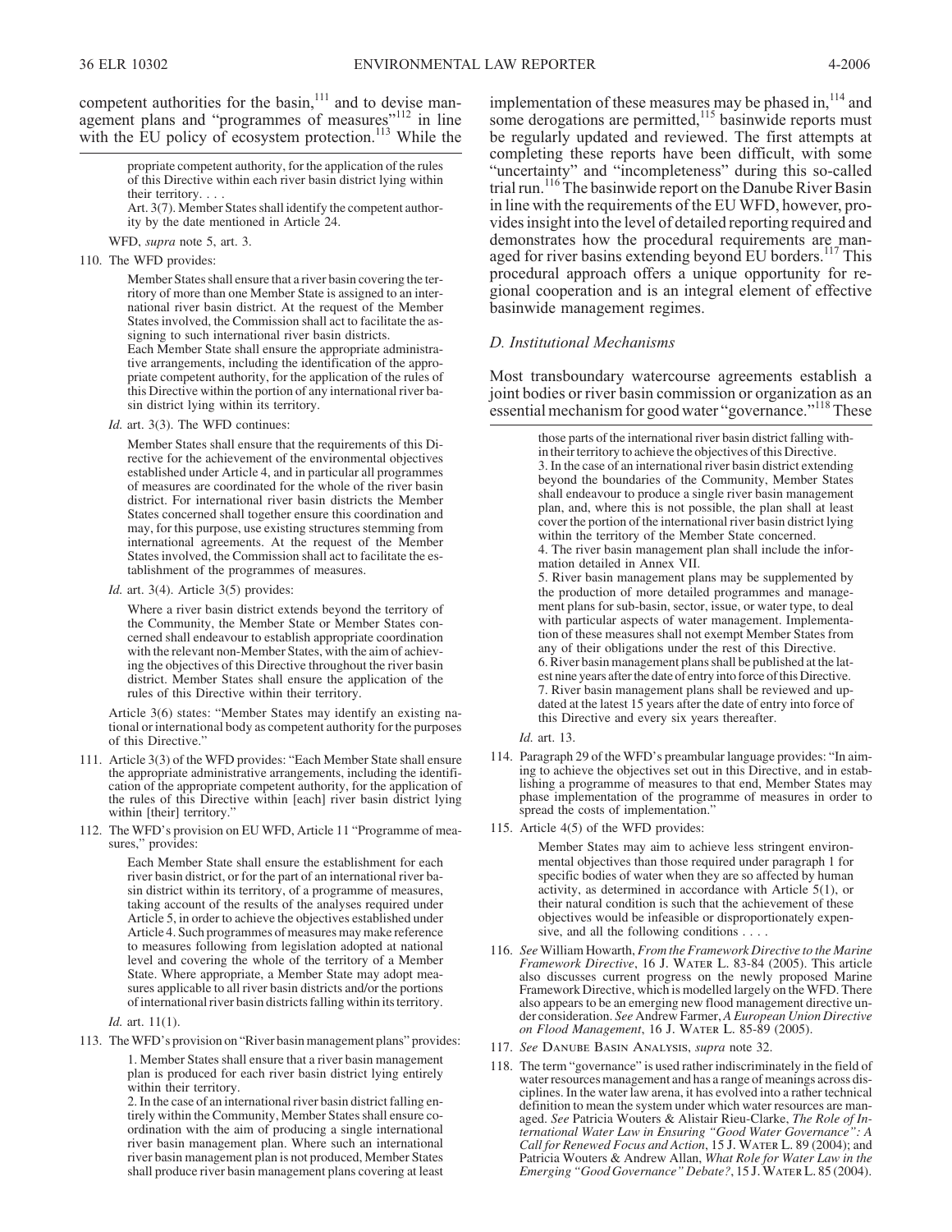competent authorities for the basin,[111] and to devise management plans and "programmes of measures"[112] in line with the EU policy of ecosystem protection.[113] While the implementation of these measures may be phased in,[114] and some derogations are permitted,[115] basinwide reports must be regularly updated and reviewed. The first attempts at completing these reports have been difficult, with some "uncertainty" and "incompleteness" during this so-called trial run.[116] The basinwide report on the Danube River Basin in line with the requirements of the EU WFD, however, provides insight into the level of detailed reporting required and demonstrates how the procedural requirements are managed for river basins extending beyond EU borders.[117] This procedural approach offers a unique opportunity for regional cooperation and is an integral element of effective basinwide management regimes.

### *D. Institutional Mechanisms*

Most transboundary watercourse agreements establish a joint bodies or river basin commission or organization as an essential mechanism for good water "governance."[118] These

---

> propriate competent authority, for the application of the rules of this Directive within each river basin district lying within their territory. . . .
>
> Art. 3(7). Member States shall identify the competent authority by the date mentioned in Article 24.

WFD, *supra* note 5, art. 3.

110. The WFD provides:

> Member States shall ensure that a river basin covering the territory of more than one Member State is assigned to an international river basin district. At the request of the Member States involved, the Commission shall act to facilitate the assigning to such international river basin districts.
>
> Each Member State shall ensure the appropriate administrative arrangements, including the identification of the appropriate competent authority, for the application of the rules of this Directive within the portion of any international river basin district lying within its territory.

*Id.* art. 3(3). The WFD continues:

> Member States shall ensure that the requirements of this Directive for the achievement of the environmental objectives established under Article 4, and in particular all programmes of measures are coordinated for the whole of the river basin district. For international river basin districts the Member States concerned shall together ensure this coordination and may, for this purpose, use existing structures stemming from international agreements. At the request of the Member States involved, the Commission shall act to facilitate the establishment of the programmes of measures.

*Id.* art. 3(4). Article 3(5) provides:

> Where a river basin district extends beyond the territory of the Community, the Member State or Member States concerned shall endeavour to establish appropriate coordination with the relevant non-Member States, with the aim of achieving the objectives of this Directive throughout the river basin district. Member States shall ensure the application of the rules of this Directive within their territory.

Article 3(6) states: "Member States may identify an existing national or international body as competent authority for the purposes of this Directive."

111. Article 3(3) of the WFD provides: "Each Member State shall ensure the appropriate administrative arrangements, including the identification of the appropriate competent authority, for the application of the rules of this Directive within [each] river basin district lying within [their] territory."

112. The WFD's provision on EU WFD, Article 11 "Programme of measures," provides:

> Each Member State shall ensure the establishment for each river basin district, or for the part of an international river basin district within its territory, of a programme of measures, taking account of the results of the analyses required under Article 5, in order to achieve the objectives established under Article 4. Such programmes of measures may make reference to measures following from legislation adopted at national level and covering the whole of the territory of a Member State. Where appropriate, a Member State may adopt measures applicable to all river basin districts and/or the portions of international river basin districts falling within its territory.

*Id.* art. 11(1).

113. The WFD's provision on "River basin management plans" provides:

> 1. Member States shall ensure that a river basin management plan is produced for each river basin district lying entirely within their territory.
>
> 2. In the case of an international river basin district falling entirely within the Community, Member States shall ensure coordination with the aim of producing a single international river basin management plan. Where such an international river basin management plan is not produced, Member States shall produce river basin management plans covering at least those parts of the international river basin district falling within their territory to achieve the objectives of this Directive.
>
> 3. In the case of an international river basin district extending beyond the boundaries of the Community, Member States shall endeavour to produce a single river basin management plan, and, where this is not possible, the plan shall at least cover the portion of the international river basin district lying within the territory of the Member State concerned.
>
> 4. The river basin management plan shall include the information detailed in Annex VII.
>
> 5. River basin management plans may be supplemented by the production of more detailed programmes and management plans for sub-basin, sector, issue, or water type, to deal with particular aspects of water management. Implementation of these measures shall not exempt Member States from any of their obligations under the rest of this Directive.
>
> 6. River basin management plans shall be published at the latest nine years after the date of entry into force of this Directive.
>
> 7. River basin management plans shall be reviewed and updated at the latest 15 years after the date of entry into force of this Directive and every six years thereafter.

*Id.* art. 13.

114. Paragraph 29 of the WFD's preambular language provides: "In aiming to achieve the objectives set out in this Directive, and in establishing a programme of measures to that end, Member States may phase implementation of the programme of measures in order to spread the costs of implementation."

115. Article 4(5) of the WFD provides:

> Member States may aim to achieve less stringent environmental objectives than those required under paragraph 1 for specific bodies of water when they are so affected by human activity, as determined in accordance with Article 5(1), or their natural condition is such that the achievement of these objectives would be infeasible or disproportionately expensive, and all the following conditions . . . .

116. *See* William Howarth, *From the Framework Directive to the Marine Framework Directive*, 16 J. Water L. 83-84 (2005). This article also discusses current progress on the newly proposed Marine Framework Directive, which is modelled largely on the WFD. There also appears to be an emerging new flood management directive under consideration. *See* Andrew Farmer, *A European Union Directive on Flood Management*, 16 J. Water L. 85-89 (2005).

117. *See* Danube Basin Analysis, *supra* note 32.

118. The term "governance" is used rather indiscriminately in the field of water resources management and has a range of meanings across disciplines. In the water law arena, it has evolved into a rather technical definition to mean the system under which water resources are managed. *See* Patricia Wouters & Alistair Rieu-Clarke, *The Role of International Water Law in Ensuring "Good Water Governance": A Call for Renewed Focus and Action*, 15 J. Water L. 89 (2004); and Patricia Wouters & Andrew Allan, *What Role for Water Law in the Emerging "Good Governance" Debate?*, 15 J. Water L. 85 (2004).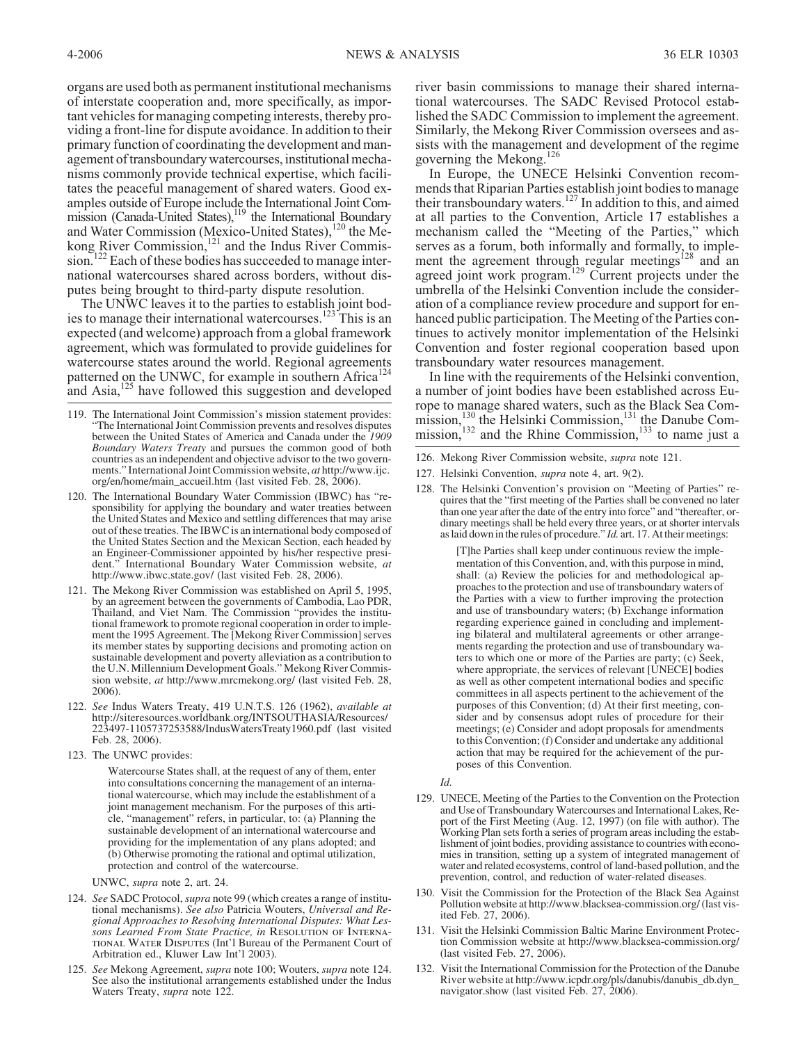organs are used both as permanent institutional mechanisms of interstate cooperation and, more specifically, as important vehicles for managing competing interests, thereby providing a front-line for dispute avoidance. In addition to their primary function of coordinating the development and management of transboundary watercourses, institutional mechanisms commonly provide technical expertise, which facilitates the peaceful management of shared waters. Good examples outside of Europe include the International Joint Commission (Canada-United States),[119] the International Boundary and Water Commission (Mexico-United States),[120] the Mekong River Commission,[121] and the Indus River Commission.[122] Each of these bodies has succeeded to manage international watercourses shared across borders, without disputes being brought to third-party dispute resolution.

The UNWC leaves it to the parties to establish joint bodies to manage their international watercourses.[123] This is an expected (and welcome) approach from a global framework agreement, which was formulated to provide guidelines for watercourse states around the world. Regional agreements patterned on the UNWC, for example in southern Africa[124] and Asia,[125] have followed this suggestion and developed river basin commissions to manage their shared international watercourses. The SADC Revised Protocol established the SADC Commission to implement the agreement. Similarly, the Mekong River Commission oversees and assists with the management and development of the regime governing the Mekong.[126]

In Europe, the UNECE Helsinki Convention recommends that Riparian Parties establish joint bodies to manage their transboundary waters.[127] In addition to this, and aimed at all parties to the Convention, Article 17 establishes a mechanism called the "Meeting of the Parties," which serves as a forum, both informally and formally, to implement the agreement through regular meetings[128] and an agreed joint work program.[129] Current projects under the umbrella of the Helsinki Convention include the consideration of a compliance review procedure and support for enhanced public participation. The Meeting of the Parties continues to actively monitor implementation of the Helsinki Convention and foster regional cooperation based upon transboundary water resources management.

In line with the requirements of the Helsinki convention, a number of joint bodies have been established across Europe to manage shared waters, such as the Black Sea Commission,[130] the Helsinki Commission,[131] the Danube Commission,[132] and the Rhine Commission,[133] to name just a

---

119. The International Joint Commission's mission statement provides: "The International Joint Commission prevents and resolves disputes between the United States of America and Canada under the *1909 Boundary Waters Treaty* and pursues the common good of both countries as an independent and objective advisor to the two governments." International Joint Commission website, *at* http://www.ijc.org/en/home/main_accueil.htm (last visited Feb. 28, 2006).

120. The International Boundary Water Commission (IBWC) has "responsibility for applying the boundary and water treaties between the United States and Mexico and settling differences that may arise out of these treaties. The IBWC is an international body composed of the United States Section and the Mexican Section, each headed by an Engineer-Commissioner appointed by his/her respective president." International Boundary Water Commission website, *at* http://www.ibwc.state.gov/ (last visited Feb. 28, 2006).

121. The Mekong River Commission was established on April 5, 1995, by an agreement between the governments of Cambodia, Lao PDR, Thailand, and Viet Nam. The Commission "provides the institutional framework to promote regional cooperation in order to implement the 1995 Agreement. The [Mekong River Commission] serves its member states by supporting decisions and promoting action on sustainable development and poverty alleviation as a contribution to the U.N. Millennium Development Goals." Mekong River Commission website, *at* http://www.mrcmekong.org/ (last visited Feb. 28, 2006).

122. *See* Indus Waters Treaty, 419 U.N.T.S. 126 (1962), *available at* http://siteresources.worldbank.org/INTSOUTHASIA/Resources/223497-1105737253588/IndusWatersTreaty1960.pdf (last visited Feb. 28, 2006).

123. The UNWC provides:

> Watercourse States shall, at the request of any of them, enter into consultations concerning the management of an international watercourse, which may include the establishment of a joint management mechanism. For the purposes of this article, "management" refers, in particular, to: (a) Planning the sustainable development of an international watercourse and providing for the implementation of any plans adopted; and (b) Otherwise promoting the rational and optimal utilization, protection and control of the watercourse.

UNWC, *supra* note 2, art. 24.

124. *See* SADC Protocol, *supra* note 99 (which creates a range of institutional mechanisms). *See also* Patricia Wouters, *Universal and Regional Approaches to Resolving International Disputes: What Lessons Learned From State Practice, in* Resolution of International Water Disputes (Int'l Bureau of the Permanent Court of Arbitration ed., Kluwer Law Int'l 2003).

125. *See* Mekong Agreement, *supra* note 100; Wouters, *supra* note 124. See also the institutional arrangements established under the Indus Waters Treaty, *supra* note 122.

126. Mekong River Commission website, *supra* note 121.

127. Helsinki Convention, *supra* note 4, art. 9(2).

128. The Helsinki Convention's provision on "Meeting of Parties" requires that the "first meeting of the Parties shall be convened no later than one year after the date of the entry into force" and "thereafter, ordinary meetings shall be held every three years, or at shorter intervals as laid down in the rules of procedure." *Id.* art. 17. At their meetings:

> [T]he Parties shall keep under continuous review the implementation of this Convention, and, with this purpose in mind, shall: (a) Review the policies for and methodological approaches to the protection and use of transboundary waters of the Parties with a view to further improving the protection and use of transboundary waters; (b) Exchange information regarding experience gained in concluding and implementing bilateral and multilateral agreements or other arrangements regarding the protection and use of transboundary waters to which one or more of the Parties are party; (c) Seek, where appropriate, the services of relevant [UNECE] bodies as well as other competent international bodies and specific committees in all aspects pertinent to the achievement of the purposes of this Convention; (d) At their first meeting, consider and by consensus adopt rules of procedure for their meetings; (e) Consider and adopt proposals for amendments to this Convention; (f) Consider and undertake any additional action that may be required for the achievement of the purposes of this Convention.

*Id.*

129. UNECE, Meeting of the Parties to the Convention on the Protection and Use of Transboundary Watercourses and International Lakes, Report of the First Meeting (Aug. 12, 1997) (on file with author). The Working Plan sets forth a series of program areas including the establishment of joint bodies, providing assistance to countries with economies in transition, setting up a system of integrated management of water and related ecosystems, control of land-based pollution, and the prevention, control, and reduction of water-related diseases.

130. Visit the Commission for the Protection of the Black Sea Against Pollution website at http://www.blacksea-commission.org/ (last visited Feb. 27, 2006).

131. Visit the Helsinki Commission Baltic Marine Environment Protection Commission website at http://www.blacksea-commission.org/ (last visited Feb. 27, 2006).

132. Visit the International Commission for the Protection of the Danube River website at http://www.icpdr.org/pls/danubis/danubis_db.dyn_navigator.show (last visited Feb. 27, 2006).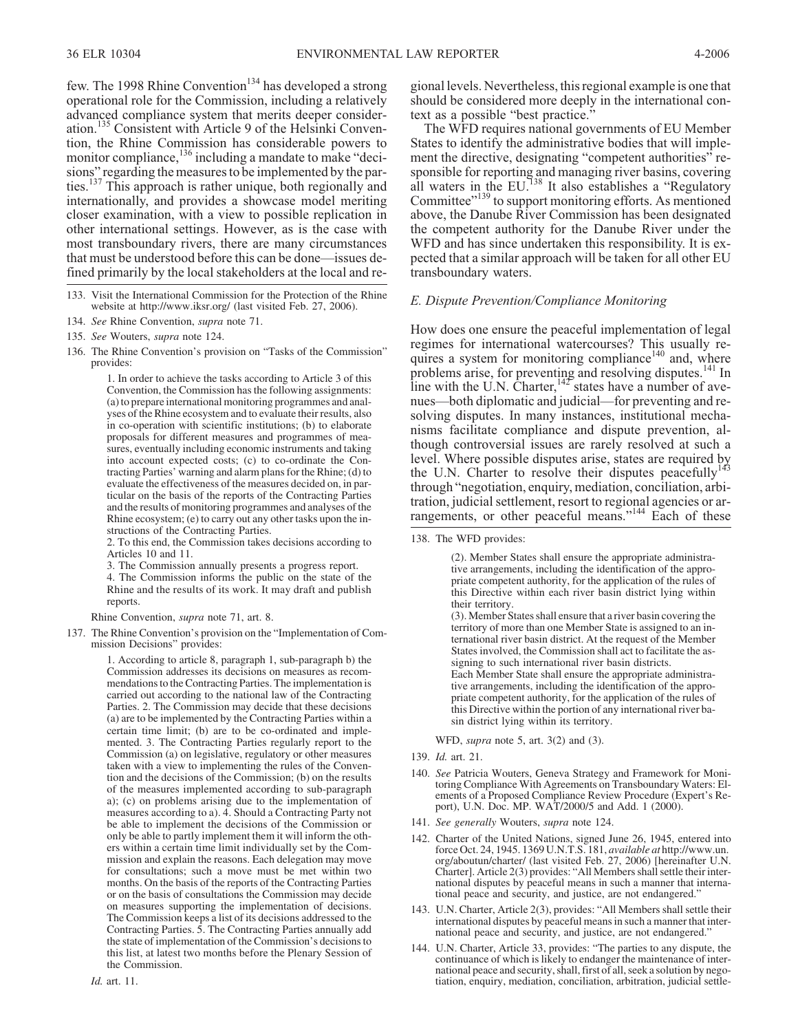few. The 1998 Rhine Convention[134] has developed a strong operational role for the Commission, including a relatively advanced compliance system that merits deeper consideration.[135] Consistent with Article 9 of the Helsinki Convention, the Rhine Commission has considerable powers to monitor compliance,[136] including a mandate to make "decisions" regarding the measures to be implemented by the parties.[137] This approach is rather unique, both regionally and internationally, and provides a showcase model meriting closer examination, with a view to possible replication in other international settings. However, as is the case with most transboundary rivers, there are many circumstances that must be understood before this can be done—issues defined primarily by the local stakeholders at the local and regional levels. Nevertheless, this regional example is one that should be considered more deeply in the international context as a possible "best practice."

The WFD requires national governments of EU Member States to identify the administrative bodies that will implement the directive, designating "competent authorities" responsible for reporting and managing river basins, covering all waters in the EU.[138] It also establishes a "Regulatory Committee"[139] to support monitoring efforts. As mentioned above, the Danube River Commission has been designated the competent authority for the Danube River under the WFD and has since undertaken this responsibility. It is expected that a similar approach will be taken for all other EU transboundary waters.

### *E. Dispute Prevention/Compliance Monitoring*

How does one ensure the peaceful implementation of legal regimes for international watercourses? This usually requires a system for monitoring compliance[140] and, where problems arise, for preventing and resolving disputes.[141] In line with the U.N. Charter,[142] states have a number of avenues—both diplomatic and judicial—for preventing and resolving disputes. In many instances, institutional mechanisms facilitate compliance and dispute prevention, although controversial issues are rarely resolved at such a level. Where possible disputes arise, states are required by the U.N. Charter to resolve their disputes peacefully[143] through "negotiation, enquiry, mediation, conciliation, arbitration, judicial settlement, resort to regional agencies or arrangements, or other peaceful means."[144] Each of these

---

133. Visit the International Commission for the Protection of the Rhine website at http://www.iksr.org/ (last visited Feb. 27, 2006).

134. *See* Rhine Convention, *supra* note 71.

135. *See* Wouters, *supra* note 124.

136. The Rhine Convention's provision on "Tasks of the Commission" provides:

> 1. In order to achieve the tasks according to Article 3 of this Convention, the Commission has the following assignments: (a) to prepare international monitoring programmes and analyses of the Rhine ecosystem and to evaluate their results, also in co-operation with scientific institutions; (b) to elaborate proposals for different measures and programmes of measures, eventually including economic instruments and taking into account expected costs; (c) to co-ordinate the Contracting Parties' warning and alarm plans for the Rhine; (d) to evaluate the effectiveness of the measures decided on, in particular on the basis of the reports of the Contracting Parties and the results of monitoring programmes and analyses of the Rhine ecosystem; (e) to carry out any other tasks upon the instructions of the Contracting Parties.
> 2. To this end, the Commission takes decisions according to Articles 10 and 11.
> 3. The Commission annually presents a progress report.
> 4. The Commission informs the public on the state of the Rhine and the results of its work. It may draft and publish reports.

Rhine Convention, *supra* note 71, art. 8.

137. The Rhine Convention's provision on the "Implementation of Commission Decisions" provides:

> 1. According to article 8, paragraph 1, sub-paragraph b) the Commission addresses its decisions on measures as recommendations to the Contracting Parties. The implementation is carried out according to the national law of the Contracting Parties. 2. The Commission may decide that these decisions (a) are to be implemented by the Contracting Parties within a certain time limit; (b) are to be co-ordinated and implemented. 3. The Contracting Parties regularly report to the Commission (a) on legislative, regulatory or other measures taken with a view to implementing the rules of the Convention and the decisions of the Commission; (b) on the results of the measures implemented according to sub-paragraph a); (c) on problems arising due to the implementation of measures according to a). 4. Should a Contracting Party not be able to implement the decisions of the Commission or only be able to partly implement them it will inform the others within a certain time limit individually set by the Commission and explain the reasons. Each delegation may move for consultations; such a move must be met within two months. On the basis of the reports of the Contracting Parties or on the basis of consultations the Commission may decide on measures supporting the implementation of decisions. The Commission keeps a list of its decisions addressed to the Contracting Parties. 5. The Contracting Parties annually add the state of implementation of the Commission's decisions to this list, at latest two months before the Plenary Session of the Commission.

*Id.* art. 11.

138. The WFD provides:

> (2). Member States shall ensure the appropriate administrative arrangements, including the identification of the appropriate competent authority, for the application of the rules of this Directive within each river basin district lying within their territory.
> (3). Member States shall ensure that a river basin covering the territory of more than one Member State is assigned to an international river basin district. At the request of the Member States involved, the Commission shall act to facilitate the assigning to such international river basin districts.
> Each Member State shall ensure the appropriate administrative arrangements, including the identification of the appropriate competent authority, for the application of the rules of this Directive within the portion of any international river basin district lying within its territory.

WFD, *supra* note 5, art. 3(2) and (3).

139. *Id.* art. 21.

140. *See* Patricia Wouters, Geneva Strategy and Framework for Monitoring Compliance With Agreements on Transboundary Waters: Elements of a Proposed Compliance Review Procedure (Expert's Report), U.N. Doc. MP. WAT/2000/5 and Add. 1 (2000).

141. *See generally* Wouters, *supra* note 124.

142. Charter of the United Nations, signed June 26, 1945, entered into force Oct. 24, 1945. 1369 U.N.T.S. 181, *available at* http://www.un.org/aboutun/charter/ (last visited Feb. 27, 2006) [hereinafter U.N. Charter]. Article 2(3) provides: "All Members shall settle their international disputes by peaceful means in such a manner that international peace and security, and justice, are not endangered."

143. U.N. Charter, Article 2(3), provides: "All Members shall settle their international disputes by peaceful means in such a manner that international peace and security, and justice, are not endangered."

144. U.N. Charter, Article 33, provides: "The parties to any dispute, the continuance of which is likely to endanger the maintenance of international peace and security, shall, first of all, seek a solution by negotiation, enquiry, mediation, conciliation, arbitration, judicial settle-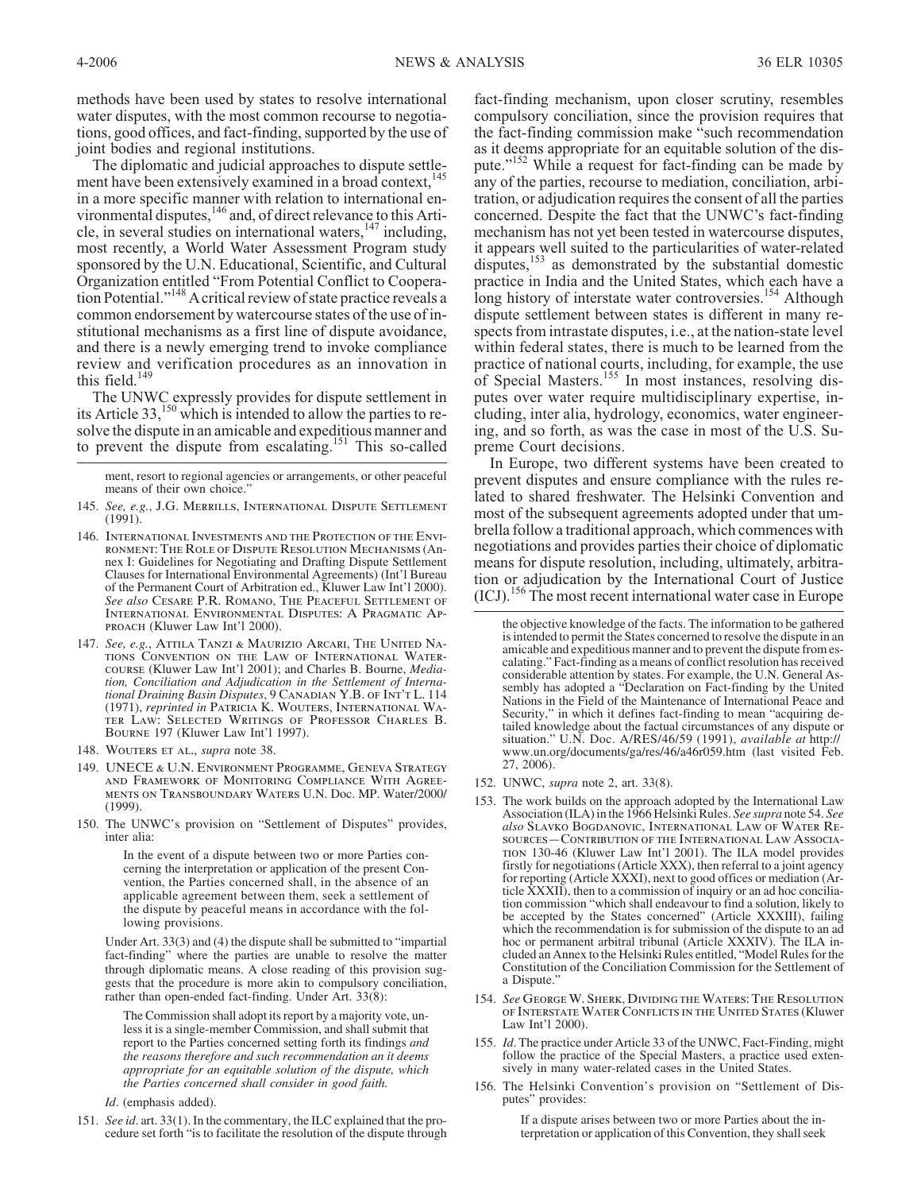methods have been used by states to resolve international water disputes, with the most common recourse to negotiations, good offices, and fact-finding, supported by the use of joint bodies and regional institutions.

The diplomatic and judicial approaches to dispute settlement have been extensively examined in a broad context,[145] in a more specific manner with relation to international environmental disputes,[146] and, of direct relevance to this Article, in several studies on international waters,[147] including, most recently, a World Water Assessment Program study sponsored by the U.N. Educational, Scientific, and Cultural Organization entitled "From Potential Conflict to Cooperation Potential."[148] A critical review of state practice reveals a common endorsement by watercourse states of the use of institutional mechanisms as a first line of dispute avoidance, and there is a newly emerging trend to invoke compliance review and verification procedures as an innovation in this field.[149]

The UNWC expressly provides for dispute settlement in its Article 33,[150] which is intended to allow the parties to resolve the dispute in an amicable and expeditious manner and to prevent the dispute from escalating.[151] This so-called fact-finding mechanism, upon closer scrutiny, resembles compulsory conciliation, since the provision requires that the fact-finding commission make "such recommendation as it deems appropriate for an equitable solution of the dispute."[152] While a request for fact-finding can be made by any of the parties, recourse to mediation, conciliation, arbitration, or adjudication requires the consent of all the parties concerned. Despite the fact that the UNWC's fact-finding mechanism has not yet been tested in watercourse disputes, it appears well suited to the particularities of water-related disputes,[153] as demonstrated by the substantial domestic practice in India and the United States, which each have a long history of interstate water controversies.[154] Although dispute settlement between states is different in many respects from intrastate disputes, i.e., at the nation-state level within federal states, there is much to be learned from the practice of national courts, including, for example, the use of Special Masters.[155] In most instances, resolving disputes over water require multidisciplinary expertise, including, inter alia, hydrology, economics, water engineering, and so forth, as was the case in most of the U.S. Supreme Court decisions.

In Europe, two different systems have been created to prevent disputes and ensure compliance with the rules related to shared freshwater. The Helsinki Convention and most of the subsequent agreements adopted under that umbrella follow a traditional approach, which commences with negotiations and provides parties their choice of diplomatic means for dispute resolution, including, ultimately, arbitration or adjudication by the International Court of Justice (ICJ).[156] The most recent international water case in Europe

---

ment, resort to regional agencies or arrangements, or other peaceful means of their own choice."

145. *See, e.g.*, J.G. Merrills, International Dispute Settlement (1991).

146. International Investments and the Protection of the Environment: The Role of Dispute Resolution Mechanisms (Annex I: Guidelines for Negotiating and Drafting Dispute Settlement Clauses for International Environmental Agreements) (Int'l Bureau of the Permanent Court of Arbitration ed., Kluwer Law Int'l 2000). *See also* Cesare P.R. Romano, The Peaceful Settlement of International Environmental Disputes: A Pragmatic Approach (Kluwer Law Int'l 2000).

147. *See, e.g.*, Attila Tanzi & Maurizio Arcari, The United Nations Convention on the Law of International Watercourse (Kluwer Law Int'l 2001); and Charles B. Bourne, *Mediation, Conciliation and Adjudication in the Settlement of International Draining Basin Disputes*, 9 Canadian Y.B. of Int'l L. 114 (1971), *reprinted in* Patricia K. Wouters, International Water Law: Selected Writings of Professor Charles B. Bourne 197 (Kluwer Law Int'l 1997).

148. Wouters et al., *supra* note 38.

149. UNECE & U.N. Environment Programme, Geneva Strategy and Framework of Monitoring Compliance With Agreements on Transboundary Waters U.N. Doc. MP. Water/2000/ (1999).

150. The UNWC's provision on "Settlement of Disputes" provides, inter alia:

> In the event of a dispute between two or more Parties concerning the interpretation or application of the present Convention, the Parties concerned shall, in the absence of an applicable agreement between them, seek a settlement of the dispute by peaceful means in accordance with the following provisions.

Under Art. 33(3) and (4) the dispute shall be submitted to "impartial fact-finding" where the parties are unable to resolve the matter through diplomatic means. A close reading of this provision suggests that the procedure is more akin to compulsory conciliation, rather than open-ended fact-finding. Under Art. 33(8):

> The Commission shall adopt its report by a majority vote, unless it is a single-member Commission, and shall submit that report to the Parties concerned setting forth its findings *and the reasons therefore and such recommendation an it deems appropriate for an equitable solution of the dispute, which the Parties concerned shall consider in good faith.*

*Id*. (emphasis added).

151. *See id*. art. 33(1). In the commentary, the ILC explained that the procedure set forth "is to facilitate the resolution of the dispute through the objective knowledge of the facts. The information to be gathered is intended to permit the States concerned to resolve the dispute in an amicable and expeditious manner and to prevent the dispute from escalating." Fact-finding as a means of conflict resolution has received considerable attention by states. For example, the U.N. General Assembly has adopted a "Declaration on Fact-finding by the United Nations in the Field of the Maintenance of International Peace and Security," in which it defines fact-finding to mean "acquiring detailed knowledge about the factual circumstances of any dispute or situation." U.N. Doc. A/RES/46/59 (1991), *available at* http://www.un.org/documents/ga/res/46/a46r059.htm (last visited Feb. 27, 2006).

152. UNWC, *supra* note 2, art. 33(8).

153. The work builds on the approach adopted by the International Law Association (ILA) in the 1966 Helsinki Rules. *See supra* note 54. *See also* Slavko Bogdanovic, International Law of Water Resources—Contribution of the International Law Association 130-46 (Kluwer Law Int'l 2001). The ILA model provides firstly for negotiations (Article XXX), then referral to a joint agency for reporting (Article XXXI), next to good offices or mediation (Article XXXII), then to a commission of inquiry or an ad hoc conciliation commission "which shall endeavour to find a solution, likely to be accepted by the States concerned" (Article XXXIII), failing which the recommendation is for submission of the dispute to an ad hoc or permanent arbitral tribunal (Article XXXIV). The ILA included an Annex to the Helsinki Rules entitled, "Model Rules for the Constitution of the Conciliation Commission for the Settlement of a Dispute."

154. *See* George W. Sherk, Dividing the Waters: The Resolution of Interstate Water Conflicts in the United States (Kluwer Law Int'l 2000).

155. *Id*. The practice under Article 33 of the UNWC, Fact-Finding, might follow the practice of the Special Masters, a practice used extensively in many water-related cases in the United States.

156. The Helsinki Convention's provision on "Settlement of Disputes" provides:

> If a dispute arises between two or more Parties about the interpretation or application of this Convention, they shall seek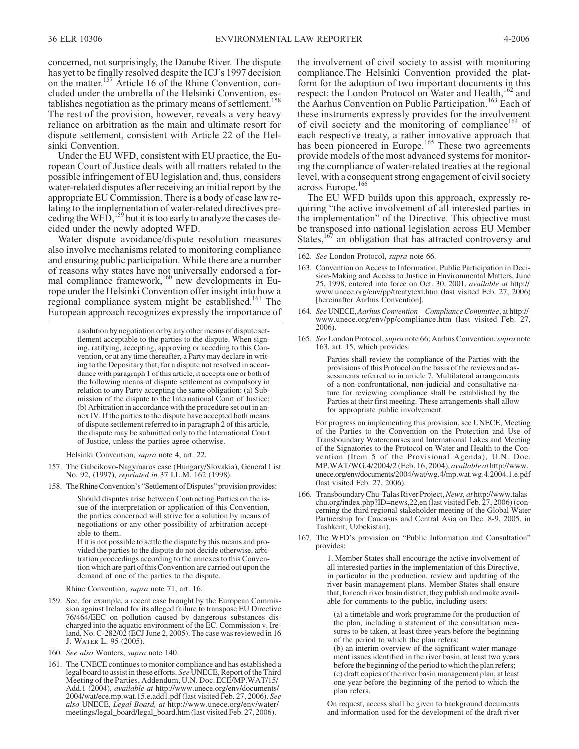concerned, not surprisingly, the Danube River. The dispute has yet to be finally resolved despite the ICJ's 1997 decision on the matter.[157] Article 16 of the Rhine Convention, concluded under the umbrella of the Helsinki Convention, establishes negotiation as the primary means of settlement.[158] The rest of the provision, however, reveals a very heavy reliance on arbitration as the main and ultimate resort for dispute settlement, consistent with Article 22 of the Helsinki Convention.

Under the EU WFD, consistent with EU practice, the European Court of Justice deals with all matters related to the possible infringement of EU legislation and, thus, considers water-related disputes after receiving an initial report by the appropriate EU Commission. There is a body of case law relating to the implementation of water-related directives preceding the WFD,[159] but it is too early to analyze the cases decided under the newly adopted WFD.

Water dispute avoidance/dispute resolution measures also involve mechanisms related to monitoring compliance and ensuring public participation. While there are a number of reasons why states have not universally endorsed a formal compliance framework,[160] new developments in Europe under the Helsinki Convention offer insight into how a regional compliance system might be established.[161] The European approach recognizes expressly the importance of the involvement of civil society to assist with monitoring compliance.The Helsinki Convention provided the platform for the adoption of two important documents in this respect: the London Protocol on Water and Health,[162] and the Aarhus Convention on Public Participation.[163] Each of these instruments expressly provides for the involvement of civil society and the monitoring of compliance[164] of each respective treaty, a rather innovative approach that has been pioneered in Europe.[165] These two agreements provide models of the most advanced systems for monitoring the compliance of water-related treaties at the regional level, with a consequent strong engagement of civil society across Europe.[166]

The EU WFD builds upon this approach, expressly requiring "the active involvement of all interested parties in the implementation" of the Directive. This objective must be transposed into national legislation across EU Member States,[167] an obligation that has attracted controversy and

---

> a solution by negotiation or by any other means of dispute settlement acceptable to the parties to the dispute. When signing, ratifying, accepting, approving or acceding to this Convention, or at any time thereafter, a Party may declare in writing to the Depositary that, for a dispute not resolved in accordance with paragraph 1 of this article, it accepts one or both of the following means of dispute settlement as compulsory in relation to any Party accepting the same obligation: (a) Submission of the dispute to the International Court of Justice; (b) Arbitration in accordance with the procedure set out in annex IV. If the parties to the dispute have accepted both means of dispute settlement referred to in paragraph 2 of this article, the dispute may be submitted only to the International Court of Justice, unless the parties agree otherwise.

Helsinki Convention, *supra* note 4, art. 22.

157. The Gabcikovo-Nagymaros case (Hungary/Slovakia), General List No. 92, (1997), *reprinted in* 37 I.L.M. 162 (1998).

158. The Rhine Convention's "Settlement of Disputes" provision provides:

> Should disputes arise between Contracting Parties on the issue of the interpretation or application of this Convention, the parties concerned will strive for a solution by means of negotiations or any other possibility of arbitration acceptable to them.
>
> If it is not possible to settle the dispute by this means and provided the parties to the dispute do not decide otherwise, arbitration proceedings according to the annexes to this Convention which are part of this Convention are carried out upon the demand of one of the parties to the dispute.

Rhine Convention, *supra* note 71, art. 16.

159. See, for example, a recent case brought by the European Commission against Ireland for its alleged failure to transpose EU Directive 76/464/EEC on pollution caused by dangerous substances discharged into the aquatic environment of the EC. Commission v. Ireland, No. C-282/02 (ECJ June 2, 2005). The case was reviewed in 16 J. Water L. 95 (2005).

160. *See also* Wouters, *supra* note 140.

161. The UNECE continues to monitor compliance and has established a legal board to assist in these efforts. *See* UNECE, Report of the Third Meeting of the Parties, Addendum, U.N. Doc. ECE/MP.WAT/15/Add.1 (2004), *available at* http://www.unece.org/env/documents/2004/wat/ece.mp.wat.15.e.add1.pdf (last visited Feb. 27, 2006). *See also* UNECE, *Legal Board, at* http://www.unece.org/env/water/meetings/legal_board/legal_board.htm (last visited Feb. 27, 2006).

162. *See* London Protocol, *supra* note 66.

163. Convention on Access to Information, Public Participation in Decision-Making and Access to Justice in Environmental Matters, June 25, 1998, entered into force on Oct. 30, 2001, *available at* http://www.unece.org/env/pp/treatytext.htm (last visited Feb. 27, 2006) [hereinafter Aarhus Convention].

164. *See* UNECE, *Aarhus Convention—Compliance Committee*, at http://www.unece.org/env/pp/compliance.htm (last visited Feb. 27, 2006).

165. *See* London Protocol, *supra* note 66; Aarhus Convention, *supra* note 163, art. 15, which provides:

> Parties shall review the compliance of the Parties with the provisions of this Protocol on the basis of the reviews and assessments referred to in article 7. Multilateral arrangements of a non-confrontational, non-judicial and consultative nature for reviewing compliance shall be established by the Parties at their first meeting. These arrangements shall allow for appropriate public involvement.

For progress on implementing this provision, see UNECE, Meeting of the Parties to the Convention on the Protection and Use of Transboundary Watercourses and International Lakes and Meeting of the Signatories to the Protocol on Water and Health to the Convention (Item 5 of the Provisional Agenda), U.N. Doc. MP.WAT/WG.4/2004/2 (Feb. 16, 2004), *available at* http://www.unece.org/env/documents/2004/wat/wg.4/mp.wat.wg.4.2004.1.e.pdf (last visited Feb. 27, 2006).

166. Transboundary Chu-Talas River Project, *News, at* http://www.talaschu.org/index.php?ID=news,22,en (last visited Feb. 27, 2006) (concerning the third regional stakeholder meeting of the Global Water Partnership for Caucasus and Central Asia on Dec. 8-9, 2005, in Tashkent, Uzbekistan).

167. The WFD's provision on "Public Information and Consultation" provides:

> 1. Member States shall encourage the active involvement of all interested parties in the implementation of this Directive, in particular in the production, review and updating of the river basin management plans. Member States shall ensure that, for each river basin district, they publish and make available for comments to the public, including users:
>
> > (a) a timetable and work programme for the production of the plan, including a statement of the consultation measures to be taken, at least three years before the beginning of the period to which the plan refers;
> > (b) an interim overview of the significant water management issues identified in the river basin, at least two years before the beginning of the period to which the plan refers;
> > (c) draft copies of the river basin management plan, at least one year before the beginning of the period to which the plan refers.
>
> On request, access shall be given to background documents and information used for the development of the draft river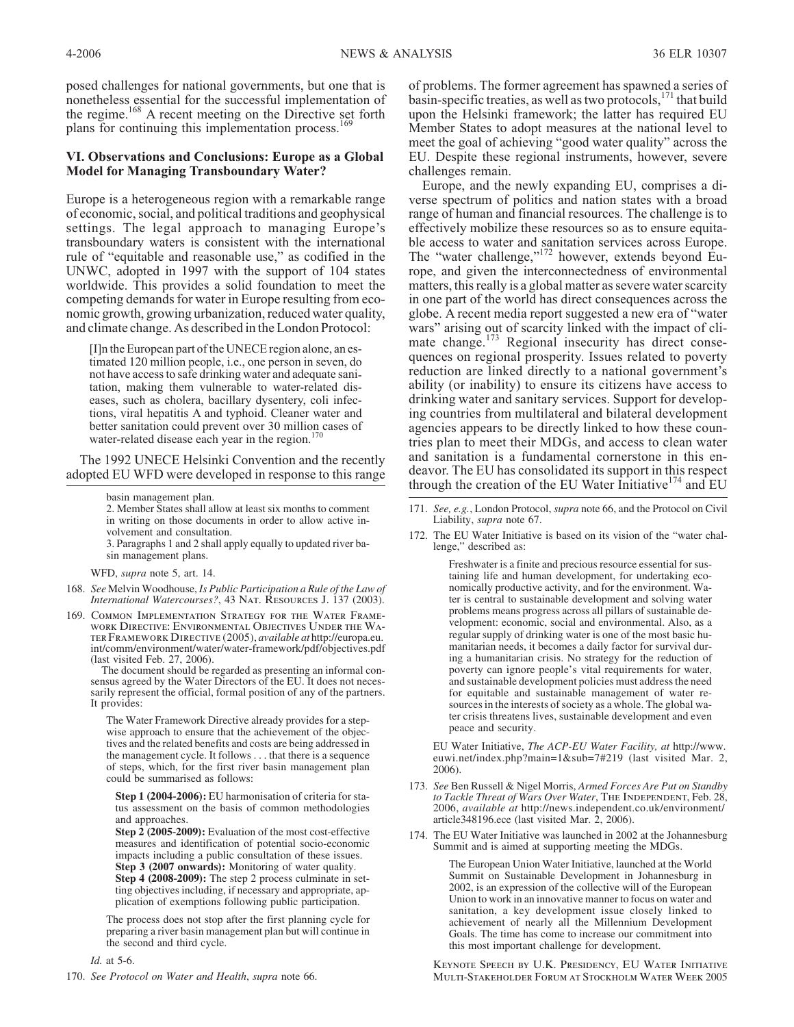posed challenges for national governments, but one that is nonetheless essential for the successful implementation of the regime.[168] A recent meeting on the Directive set forth plans for continuing this implementation process.[169]

## VI. Observations and Conclusions: Europe as a Global Model for Managing Transboundary Water?

Europe is a heterogeneous region with a remarkable range of economic, social, and political traditions and geophysical settings. The legal approach to managing Europe's transboundary waters is consistent with the international rule of "equitable and reasonable use," as codified in the UNWC, adopted in 1997 with the support of 104 states worldwide. This provides a solid foundation to meet the competing demands for water in Europe resulting from economic growth, growing urbanization, reduced water quality, and climate change. As described in the London Protocol:

> [I]n the European part of the UNECE region alone, an estimated 120 million people, i.e., one person in seven, do not have access to safe drinking water and adequate sanitation, making them vulnerable to water-related diseases, such as cholera, bacillary dysentery, coli infections, viral hepatitis A and typhoid. Cleaner water and better sanitation could prevent over 30 million cases of water-related disease each year in the region.[170]

The 1992 UNECE Helsinki Convention and the recently adopted EU WFD were developed in response to this range of problems. The former agreement has spawned a series of basin-specific treaties, as well as two protocols,[171] that build upon the Helsinki framework; the latter has required EU Member States to adopt measures at the national level to meet the goal of achieving "good water quality" across the EU. Despite these regional instruments, however, severe challenges remain.

Europe, and the newly expanding EU, comprises a diverse spectrum of politics and nation states with a broad range of human and financial resources. The challenge is to effectively mobilize these resources so as to ensure equitable access to water and sanitation services across Europe. The "water challenge,"[172] however, extends beyond Europe, and given the interconnectedness of environmental matters, this really is a global matter as severe water scarcity in one part of the world has direct consequences across the globe. A recent media report suggested a new era of "water wars" arising out of scarcity linked with the impact of climate change.[173] Regional insecurity has direct consequences on regional prosperity. Issues related to poverty reduction are linked directly to a national government's ability (or inability) to ensure its citizens have access to drinking water and sanitary services. Support for developing countries from multilateral and bilateral development agencies appears to be directly linked to how these countries plan to meet their MDGs, and access to clean water and sanitation is a fundamental cornerstone in this endeavor. The EU has consolidated its support in this respect through the creation of the EU Water Initiative[174] and EU

---

> basin management plan.
>
> 2. Member States shall allow at least six months to comment in writing on those documents in order to allow active involvement and consultation.
>
> 3. Paragraphs 1 and 2 shall apply equally to updated river basin management plans.

WFD, *supra* note 5, art. 14.

168. *See* Melvin Woodhouse, *Is Public Participation a Rule of the Law of International Watercourses?*, 43 Nat. Resources J. 137 (2003).

169. Common Implementation Strategy for the Water Framework Directive: Environmental Objectives Under the Water Framework Directive (2005), *available at* http://europa.eu.int/comm/environment/water/water-framework/pdf/objectives.pdf (last visited Feb. 27, 2006).

The document should be regarded as presenting an informal consensus agreed by the Water Directors of the EU. It does not necessarily represent the official, formal position of any of the partners. It provides:

> The Water Framework Directive already provides for a stepwise approach to ensure that the achievement of the objectives and the related benefits and costs are being addressed in the management cycle. It follows . . . that there is a sequence of steps, which, for the first river basin management plan could be summarised as follows:
>
> **Step 1 (2004-2006):** EU harmonisation of criteria for status assessment on the basis of common methodologies and approaches.
>
> **Step 2 (2005-2009):** Evaluation of the most cost-effective measures and identification of potential socio-economic impacts including a public consultation of these issues.
>
> **Step 3 (2007 onwards):** Monitoring of water quality.
>
> **Step 4 (2008-2009):** The step 2 process culminate in setting objectives including, if necessary and appropriate, application of exemptions following public participation.
>
> The process does not stop after the first planning cycle for preparing a river basin management plan but will continue in the second and third cycle.

*Id.* at 5-6.

170. *See Protocol on Water and Health*, *supra* note 66.

171. *See, e.g.*, London Protocol, *supra* note 66, and the Protocol on Civil Liability, *supra* note 67.

172. The EU Water Initiative is based on its vision of the "water challenge," described as:

> Freshwater is a finite and precious resource essential for sustaining life and human development, for undertaking economically productive activity, and for the environment. Water is central to sustainable development and solving water problems means progress across all pillars of sustainable development: economic, social and environmental. Also, as a regular supply of drinking water is one of the most basic humanitarian needs, it becomes a daily factor for survival during a humanitarian crisis. No strategy for the reduction of poverty can ignore people's vital requirements for water, and sustainable development policies must address the need for equitable and sustainable management of water resources in the interests of society as a whole. The global water crisis threatens lives, sustainable development and even peace and security.

EU Water Initiative, *The ACP-EU Water Facility, at* http://www.euwi.net/index.php?main=1&sub=7#219 (last visited Mar. 2, 2006).

173. *See* Ben Russell & Nigel Morris, *Armed Forces Are Put on Standby to Tackle Threat of Wars Over Water*, The Independent, Feb. 28, 2006, *available at* http://news.independent.co.uk/environment/article348196.ece (last visited Mar. 2, 2006).

174. The EU Water Initiative was launched in 2002 at the Johannesburg Summit and is aimed at supporting meeting the MDGs.

> The European Union Water Initiative, launched at the World Summit on Sustainable Development in Johannesburg in 2002, is an expression of the collective will of the European Union to work in an innovative manner to focus on water and sanitation, a key development issue closely linked to achievement of nearly all the Millennium Development Goals. The time has come to increase our commitment into this most important challenge for development.

Keynote Speech by U.K. Presidency, EU Water Initiative Multi-Stakeholder Forum at Stockholm Water Week 2005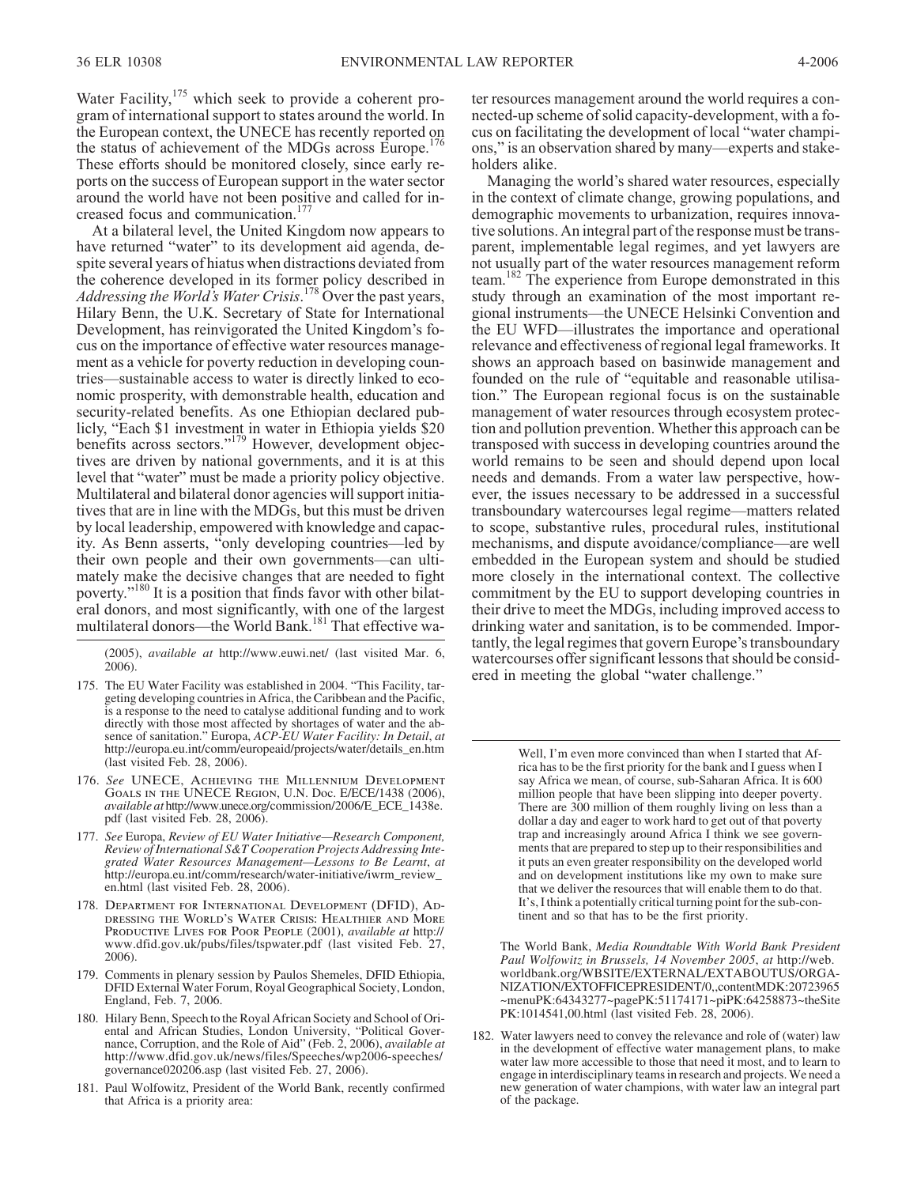Water Facility,[175] which seek to provide a coherent program of international support to states around the world. In the European context, the UNECE has recently reported on the status of achievement of the MDGs across Europe.[176] These efforts should be monitored closely, since early reports on the success of European support in the water sector around the world have not been positive and called for increased focus and communication.[177]

At a bilateral level, the United Kingdom now appears to have returned "water" to its development aid agenda, despite several years of hiatus when distractions deviated from the coherence developed in its former policy described in *Addressing the World's Water Crisis*.[178] Over the past years, Hilary Benn, the U.K. Secretary of State for International Development, has reinvigorated the United Kingdom's focus on the importance of effective water resources management as a vehicle for poverty reduction in developing countries—sustainable access to water is directly linked to economic prosperity, with demonstrable health, education and security-related benefits. As one Ethiopian declared publicly, "Each $1 investment in water in Ethiopia yields $20 benefits across sectors."[179] However, development objectives are driven by national governments, and it is at this level that "water" must be made a priority policy objective. Multilateral and bilateral donor agencies will support initiatives that are in line with the MDGs, but this must be driven by local leadership, empowered with knowledge and capacity. As Benn asserts, "only developing countries—led by their own people and their own governments—can ultimately make the decisive changes that are needed to fight poverty."[180] It is a position that finds favor with other bilateral donors, and most significantly, with one of the largest multilateral donors—the World Bank.[181] That effective water resources management around the world requires a connected-up scheme of solid capacity-development, with a focus on facilitating the development of local "water champions," is an observation shared by many—experts and stakeholders alike.

Managing the world's shared water resources, especially in the context of climate change, growing populations, and demographic movements to urbanization, requires innovative solutions. An integral part of the response must be transparent, implementable legal regimes, and yet lawyers are not usually part of the water resources management reform team.[182] The experience from Europe demonstrated in this study through an examination of the most important regional instruments—the UNECE Helsinki Convention and the EU WFD—illustrates the importance and operational relevance and effectiveness of regional legal frameworks. It shows an approach based on basinwide management and founded on the rule of "equitable and reasonable utilisation." The European regional focus is on the sustainable management of water resources through ecosystem protection and pollution prevention. Whether this approach can be transposed with success in developing countries around the world remains to be seen and should depend upon local needs and demands. From a water law perspective, however, the issues necessary to be addressed in a successful transboundary watercourses legal regime—matters related to scope, substantive rules, procedural rules, institutional mechanisms, and dispute avoidance/compliance—are well embedded in the European system and should be studied more closely in the international context. The collective commitment by the EU to support developing countries in their drive to meet the MDGs, including improved access to drinking water and sanitation, is to be commended. Importantly, the legal regimes that govern Europe's transboundary watercourses offer significant lessons that should be considered in meeting the global "water challenge."

---

(2005), *available at* http://www.euwi.net/ (last visited Mar. 6, 2006).

175. The EU Water Facility was established in 2004. "This Facility, targeting developing countries in Africa, the Caribbean and the Pacific, is a response to the need to catalyse additional funding and to work directly with those most affected by shortages of water and the absence of sanitation." Europa, *ACP-EU Water Facility: In Detail*, *at* http://europa.eu.int/comm/europeaid/projects/water/details_en.htm (last visited Feb. 28, 2006).

176. *See* UNECE, Achieving the Millennium Development Goals in the UNECE Region, U.N. Doc. E/ECE/1438 (2006), *available at* http://www.unece.org/commission/2006/E_ECE_1438e.pdf (last visited Feb. 28, 2006).

177. *See* Europa, *Review of EU Water Initiative—Research Component, Review of International S&T Cooperation Projects Addressing Integrated Water Resources Management—Lessons to Be Learnt*, *at* http://europa.eu.int/comm/research/water-initiative/iwrm_review_en.html (last visited Feb. 28, 2006).

178. Department for International Development (DFID), Addressing the World's Water Crisis: Healthier and More Productive Lives for Poor People (2001), *available at* http://www.dfid.gov.uk/pubs/files/tspwater.pdf (last visited Feb. 27, 2006).

179. Comments in plenary session by Paulos Shemeles, DFID Ethiopia, DFID External Water Forum, Royal Geographical Society, London, England, Feb. 7, 2006.

180. Hilary Benn, Speech to the Royal African Society and School of Oriental and African Studies, London University, "Political Governance, Corruption, and the Role of Aid" (Feb. 2, 2006), *available at* http://www.dfid.gov.uk/news/files/Speeches/wp2006-speeches/governance020206.asp (last visited Feb. 27, 2006).

181. Paul Wolfowitz, President of the World Bank, recently confirmed that Africa is a priority area:

> Well, I'm even more convinced than when I started that Africa has to be the first priority for the bank and I guess when I say Africa we mean, of course, sub-Saharan Africa. It is 600 million people that have been slipping into deeper poverty. There are 300 million of them roughly living on less than a dollar a day and eager to work hard to get out of that poverty trap and increasingly around Africa I think we see governments that are prepared to step up to their responsibilities and it puts an even greater responsibility on the developed world and on development institutions like my own to make sure that we deliver the resources that will enable them to do that. It's, I think a potentially critical turning point for the sub-continent and so that has to be the first priority.

The World Bank, *Media Roundtable With World Bank President Paul Wolfowitz in Brussels, 14 November 2005*, *at* http://web.worldbank.org/WBSITE/EXTERNAL/EXTABOUTUS/ORGANIZATION/EXTOFFICEPRESIDENT/0,,contentMDK:20723965~menuPK:64343277~pagePK:51174171~piPK:64258873~theSitePK:1014541,00.html (last visited Feb. 28, 2006).

182. Water lawyers need to convey the relevance and role of (water) law in the development of effective water management plans, to make water law more accessible to those that need it most, and to learn to engage in interdisciplinary teams in research and projects. We need a new generation of water champions, with water law an integral part of the package.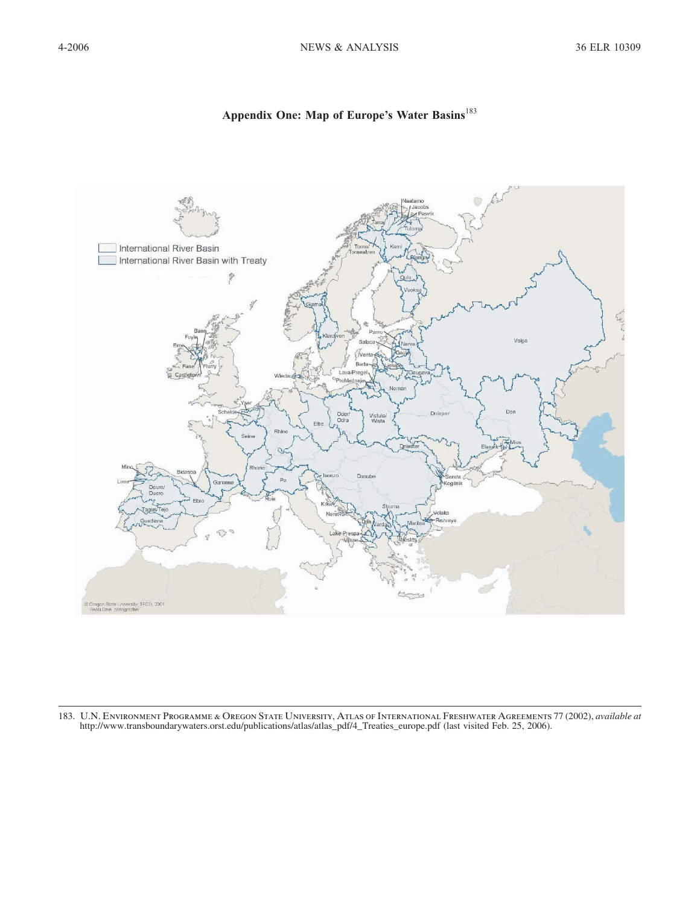## Appendix One: Map of Europe's Water Basins[183]

International River Basin

International River Basin with Treaty

Naatamo
Jacobs
Pasvik
Tana
Tuloma
Torne/Tornealven
Kemi
Olanga
Oulu
Vuoksa
Glama
Klaralven
Parnu
Salaca
Narva
Gauja
Venta
Barta
Lielupe
Daugava
Lava/Pregel
Prohladnaja
Neman
Volga
Bann
Foyle
Erne
Fane
Flurry
Castletown
Wiedau
Yser
Schelde
Oder/Odra
Vistula/Wista
Dnieper
Don
Seine
Rhine
Elbe
Dniester
Mius
Elancik
Mino
Bidasoa
Rhone
Lima
Garonne
Po
Isonzo
Danube
Sarata
Kogilnik
Douro/Duero
Ebro
Roia
Krka
Struma
Tagus/Tejo
Neretva
Veleka
Guadiana
Drin
Rezvaya
Vardar
Maritsa
Lake Prespa
Vijose
Nestos

© Oregon State University: TFDD, 2001
Becci Dale, cartographer

183. U.N. Environment Programme & Oregon State University, Atlas of International Freshwater Agreements 77 (2002), *available at* http://www.transboundarywaters.orst.edu/publications/atlas/atlas_pdf/4_Treaties_europe.pdf (last visited Feb. 25, 2006).